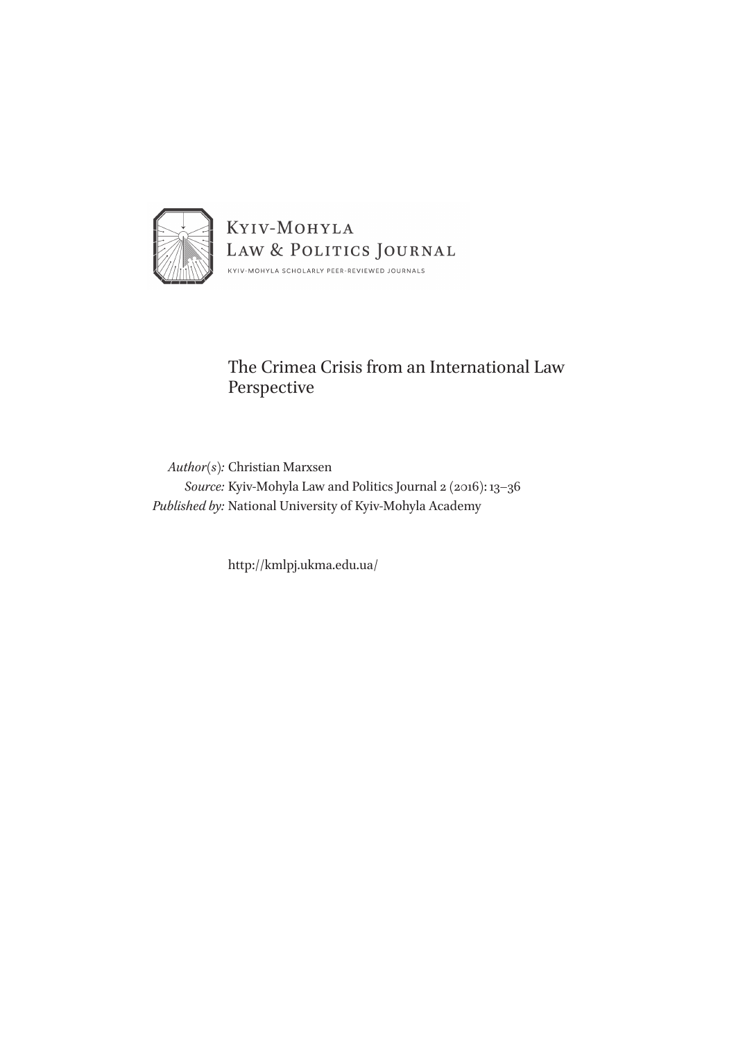Kyiv-Mohyla
Law & Politics Journal

KYIV-MOHYLA SCHOLARLY PEER-REVIEWED JOURNALS

# The Crimea Crisis from an International Law Perspective

*Author(s):* Christian Marxsen
*Source:* Kyiv-Mohyla Law and Politics Journal 2 (2016): 13–36
*Published by:* National University of Kyiv-Mohyla Academy

http://kmlpj.ukma.edu.ua/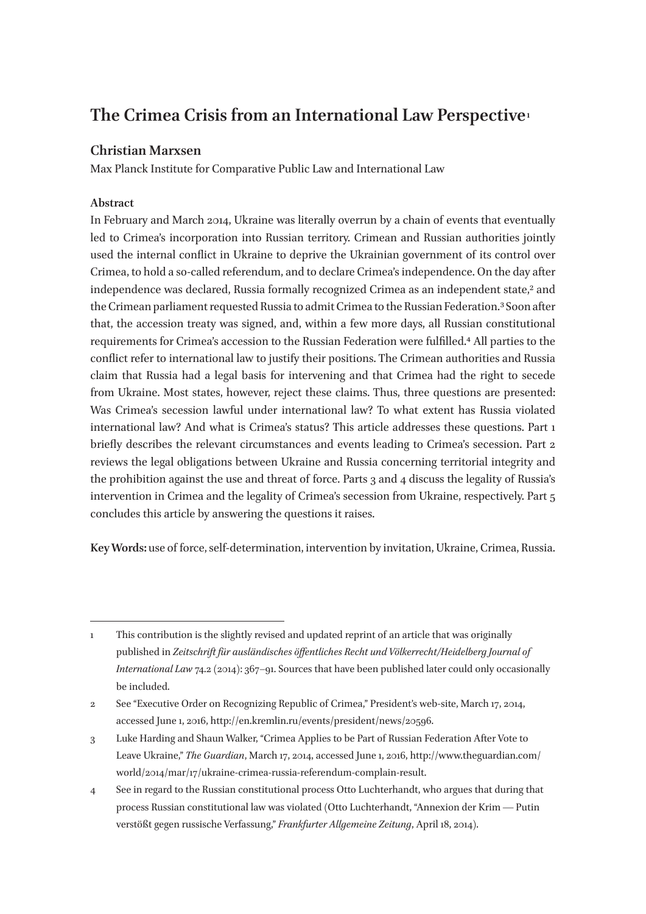# The Crimea Crisis from an International Law Perspective[1]

## Christian Marxsen

Max Planck Institute for Comparative Public Law and International Law

### Abstract

In February and March 2014, Ukraine was literally overrun by a chain of events that eventually led to Crimea's incorporation into Russian territory. Crimean and Russian authorities jointly used the internal conflict in Ukraine to deprive the Ukrainian government of its control over Crimea, to hold a so-called referendum, and to declare Crimea's independence. On the day after independence was declared, Russia formally recognized Crimea as an independent state,[2] and the Crimean parliament requested Russia to admit Crimea to the Russian Federation.[3] Soon after that, the accession treaty was signed, and, within a few more days, all Russian constitutional requirements for Crimea's accession to the Russian Federation were fulfilled.[4] All parties to the conflict refer to international law to justify their positions. The Crimean authorities and Russia claim that Russia had a legal basis for intervening and that Crimea had the right to secede from Ukraine. Most states, however, reject these claims. Thus, three questions are presented: Was Crimea's secession lawful under international law? To what extent has Russia violated international law? And what is Crimea's status? This article addresses these questions. Part 1 briefly describes the relevant circumstances and events leading to Crimea's secession. Part 2 reviews the legal obligations between Ukraine and Russia concerning territorial integrity and the prohibition against the use and threat of force. Parts 3 and 4 discuss the legality of Russia's intervention in Crimea and the legality of Crimea's secession from Ukraine, respectively. Part 5 concludes this article by answering the questions it raises.

**Key Words:** use of force, self-determination, intervention by invitation, Ukraine, Crimea, Russia.

---

1 This contribution is the slightly revised and updated reprint of an article that was originally published in *Zeitschrift für ausländisches öffentliches Recht und Völkerrecht/Heidelberg Journal of International Law* 74.2 (2014): 367–91. Sources that have been published later could only occasionally be included.

2 See "Executive Order on Recognizing Republic of Crimea," President's web-site, March 17, 2014, accessed June 1, 2016, http://en.kremlin.ru/events/president/news/20596.

3 Luke Harding and Shaun Walker, "Crimea Applies to be Part of Russian Federation After Vote to Leave Ukraine," *The Guardian*, March 17, 2014, accessed June 1, 2016, http://www.theguardian.com/world/2014/mar/17/ukraine-crimea-russia-referendum-complain-result.

4 See in regard to the Russian constitutional process Otto Luchterhandt, who argues that during that process Russian constitutional law was violated (Otto Luchterhandt, "Annexion der Krim — Putin verstößt gegen russische Verfassung," *Frankfurter Allgemeine Zeitung*, April 18, 2014).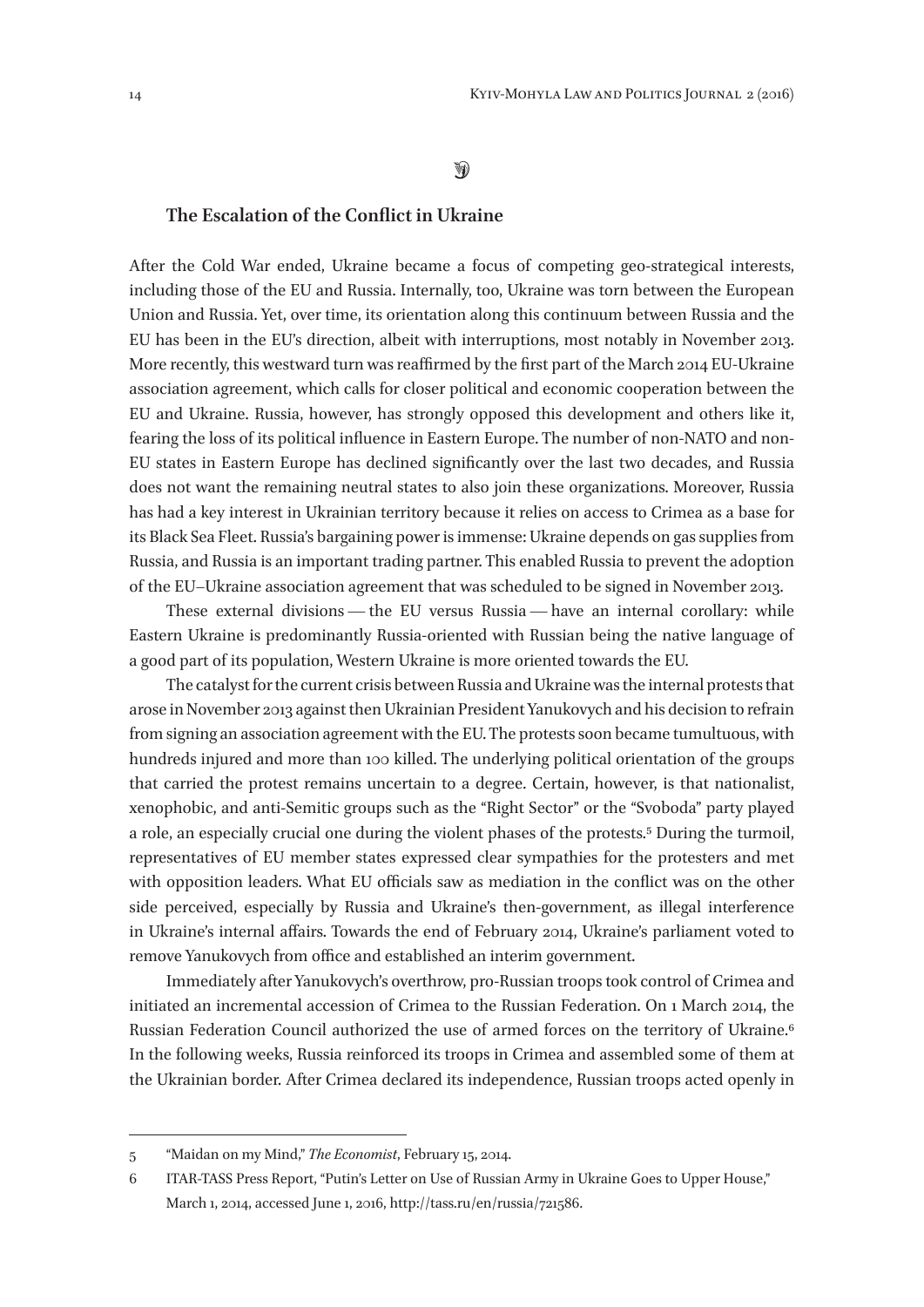## The Escalation of the Conflict in Ukraine

After the Cold War ended, Ukraine became a focus of competing geo-strategical interests, including those of the EU and Russia. Internally, too, Ukraine was torn between the European Union and Russia. Yet, over time, its orientation along this continuum between Russia and the EU has been in the EU's direction, albeit with interruptions, most notably in November 2013. More recently, this westward turn was reaffirmed by the first part of the March 2014 EU-Ukraine association agreement, which calls for closer political and economic cooperation between the EU and Ukraine. Russia, however, has strongly opposed this development and others like it, fearing the loss of its political influence in Eastern Europe. The number of non-NATO and non-EU states in Eastern Europe has declined significantly over the last two decades, and Russia does not want the remaining neutral states to also join these organizations. Moreover, Russia has had a key interest in Ukrainian territory because it relies on access to Crimea as a base for its Black Sea Fleet. Russia's bargaining power is immense: Ukraine depends on gas supplies from Russia, and Russia is an important trading partner. This enabled Russia to prevent the adoption of the EU–Ukraine association agreement that was scheduled to be signed in November 2013.

These external divisions — the EU versus Russia — have an internal corollary: while Eastern Ukraine is predominantly Russia-oriented with Russian being the native language of a good part of its population, Western Ukraine is more oriented towards the EU.

The catalyst for the current crisis between Russia and Ukraine was the internal protests that arose in November 2013 against then Ukrainian President Yanukovych and his decision to refrain from signing an association agreement with the EU. The protests soon became tumultuous, with hundreds injured and more than 100 killed. The underlying political orientation of the groups that carried the protest remains uncertain to a degree. Certain, however, is that nationalist, xenophobic, and anti-Semitic groups such as the "Right Sector" or the "Svoboda" party played a role, an especially crucial one during the violent phases of the protests.[5] During the turmoil, representatives of EU member states expressed clear sympathies for the protesters and met with opposition leaders. What EU officials saw as mediation in the conflict was on the other side perceived, especially by Russia and Ukraine's then-government, as illegal interference in Ukraine's internal affairs. Towards the end of February 2014, Ukraine's parliament voted to remove Yanukovych from office and established an interim government.

Immediately after Yanukovych's overthrow, pro-Russian troops took control of Crimea and initiated an incremental accession of Crimea to the Russian Federation. On 1 March 2014, the Russian Federation Council authorized the use of armed forces on the territory of Ukraine.[6] In the following weeks, Russia reinforced its troops in Crimea and assembled some of them at the Ukrainian border. After Crimea declared its independence, Russian troops acted openly in

---

5 "Maidan on my Mind," *The Economist*, February 15, 2014.

6 ITAR-TASS Press Report, "Putin's Letter on Use of Russian Army in Ukraine Goes to Upper House," March 1, 2014, accessed June 1, 2016, http://tass.ru/en/russia/721586.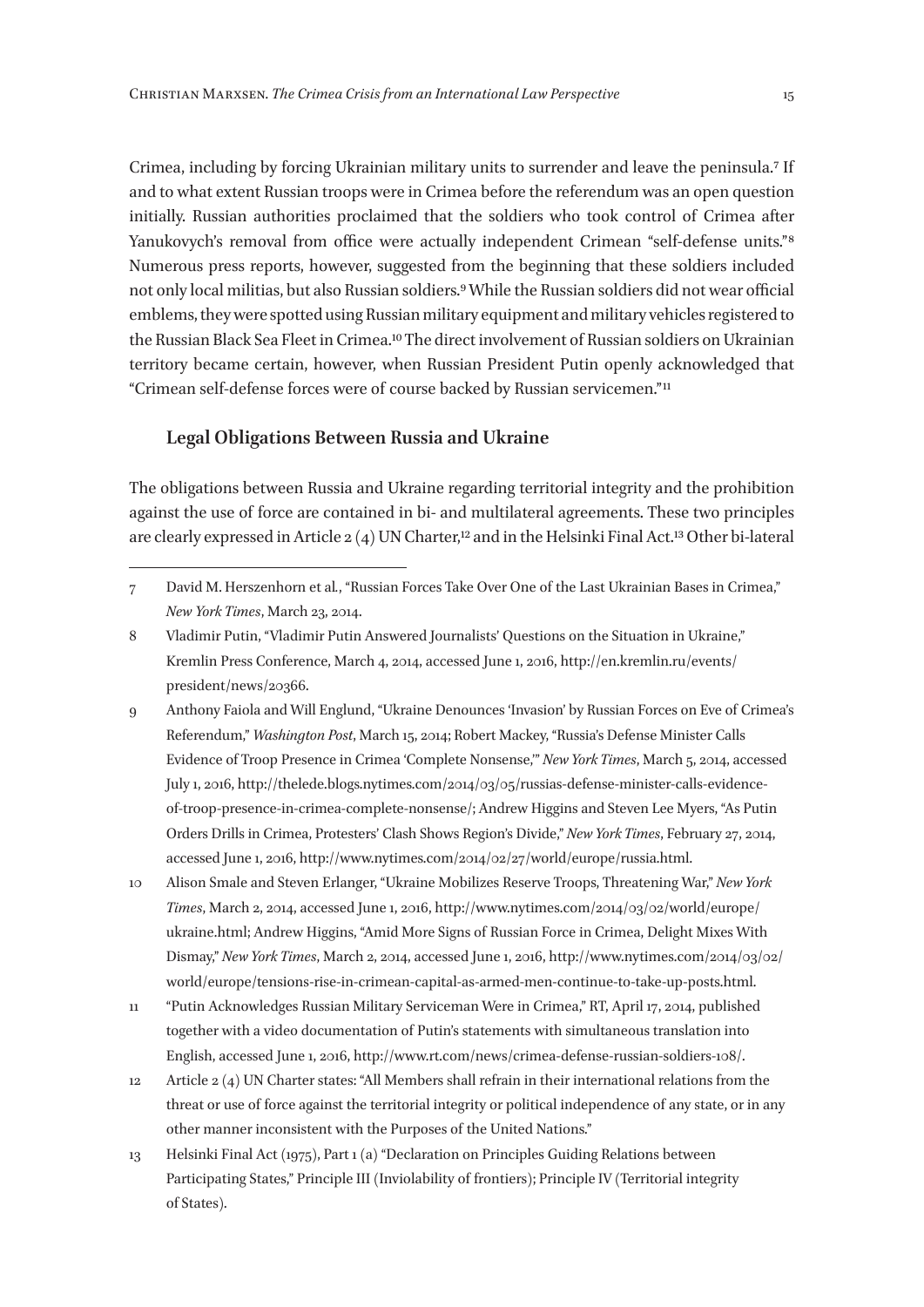Crimea, including by forcing Ukrainian military units to surrender and leave the peninsula.[7] If and to what extent Russian troops were in Crimea before the referendum was an open question initially. Russian authorities proclaimed that the soldiers who took control of Crimea after Yanukovych's removal from office were actually independent Crimean "self-defense units."[8] Numerous press reports, however, suggested from the beginning that these soldiers included not only local militias, but also Russian soldiers.[9] While the Russian soldiers did not wear official emblems, they were spotted using Russian military equipment and military vehicles registered to the Russian Black Sea Fleet in Crimea.[10] The direct involvement of Russian soldiers on Ukrainian territory became certain, however, when Russian President Putin openly acknowledged that "Crimean self-defense forces were of course backed by Russian servicemen."[11]

## Legal Obligations Between Russia and Ukraine

The obligations between Russia and Ukraine regarding territorial integrity and the prohibition against the use of force are contained in bi- and multilateral agreements. These two principles are clearly expressed in Article 2 (4) UN Charter,[12] and in the Helsinki Final Act.[13] Other bi-lateral

---

7 David M. Herszenhorn et al., "Russian Forces Take Over One of the Last Ukrainian Bases in Crimea," *New York Times*, March 23, 2014.

8 Vladimir Putin, "Vladimir Putin Answered Journalists' Questions on the Situation in Ukraine," Kremlin Press Conference, March 4, 2014, accessed June 1, 2016, http://en.kremlin.ru/events/president/news/20366.

9 Anthony Faiola and Will Englund, "Ukraine Denounces 'Invasion' by Russian Forces on Eve of Crimea's Referendum," *Washington Post*, March 15, 2014; Robert Mackey, "Russia's Defense Minister Calls Evidence of Troop Presence in Crimea 'Complete Nonsense,'" *New York Times*, March 5, 2014, accessed July 1, 2016, http://thelede.blogs.nytimes.com/2014/03/05/russias-defense-minister-calls-evidence-of-troop-presence-in-crimea-complete-nonsense/; Andrew Higgins and Steven Lee Myers, "As Putin Orders Drills in Crimea, Protesters' Clash Shows Region's Divide," *New York Times*, February 27, 2014, accessed June 1, 2016, http://www.nytimes.com/2014/02/27/world/europe/russia.html.

10 Alison Smale and Steven Erlanger, "Ukraine Mobilizes Reserve Troops, Threatening War," *New York Times*, March 2, 2014, accessed June 1, 2016, http://www.nytimes.com/2014/03/02/world/europe/ukraine.html; Andrew Higgins, "Amid More Signs of Russian Force in Crimea, Delight Mixes With Dismay," *New York Times*, March 2, 2014, accessed June 1, 2016, http://www.nytimes.com/2014/03/02/world/europe/tensions-rise-in-crimean-capital-as-armed-men-continue-to-take-up-posts.html.

11 "Putin Acknowledges Russian Military Serviceman Were in Crimea," RT, April 17, 2014, published together with a video documentation of Putin's statements with simultaneous translation into English, accessed June 1, 2016, http://www.rt.com/news/crimea-defense-russian-soldiers-108/.

12 Article 2 (4) UN Charter states: "All Members shall refrain in their international relations from the threat or use of force against the territorial integrity or political independence of any state, or in any other manner inconsistent with the Purposes of the United Nations."

13 Helsinki Final Act (1975), Part 1 (a) "Declaration on Principles Guiding Relations between Participating States," Principle III (Inviolability of frontiers); Principle IV (Territorial integrity of States).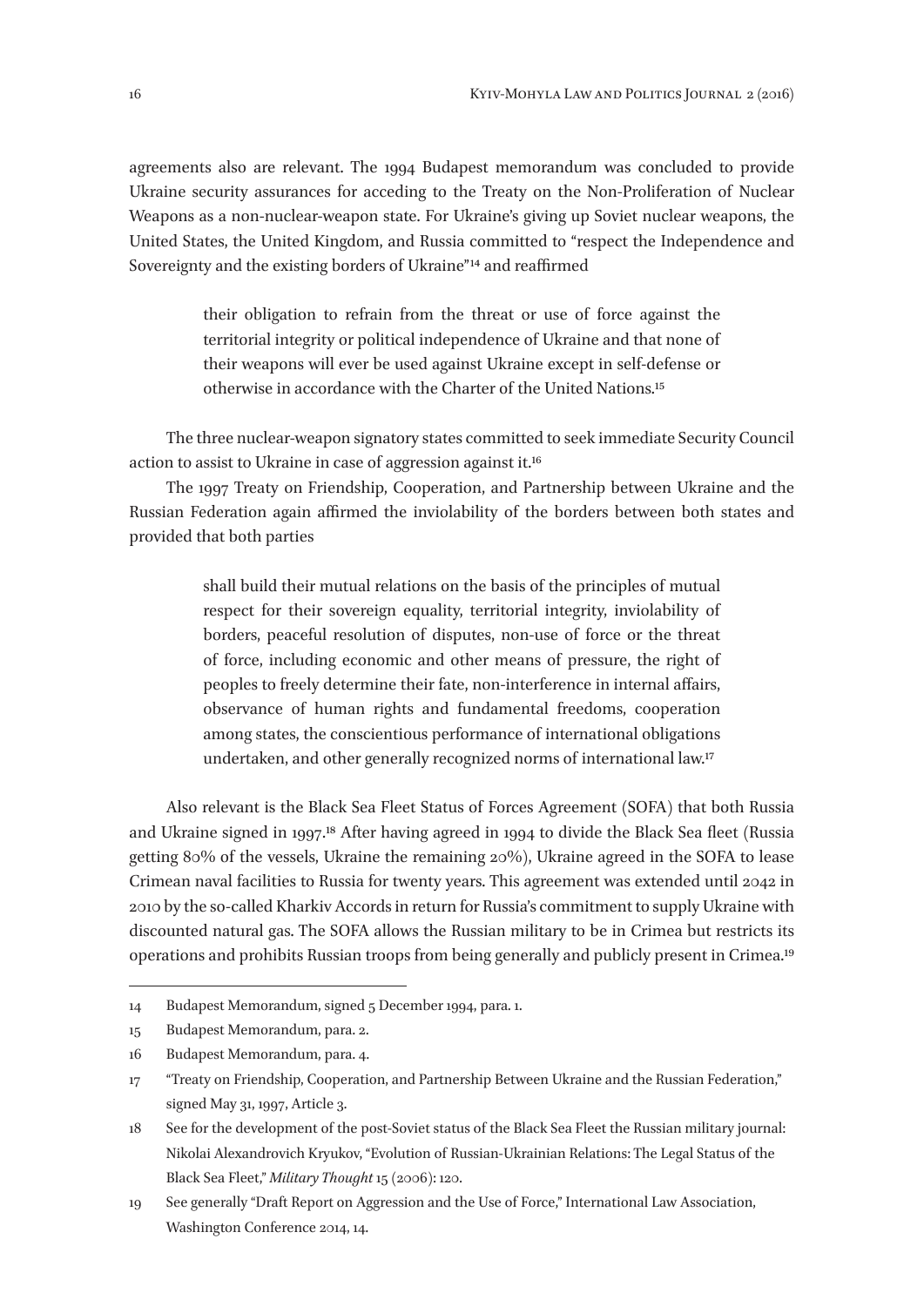agreements also are relevant. The 1994 Budapest memorandum was concluded to provide Ukraine security assurances for acceding to the Treaty on the Non-Proliferation of Nuclear Weapons as a non-nuclear-weapon state. For Ukraine's giving up Soviet nuclear weapons, the United States, the United Kingdom, and Russia committed to "respect the Independence and Sovereignty and the existing borders of Ukraine"[14] and reaffirmed

> their obligation to refrain from the threat or use of force against the territorial integrity or political independence of Ukraine and that none of their weapons will ever be used against Ukraine except in self-defense or otherwise in accordance with the Charter of the United Nations.[15]

The three nuclear-weapon signatory states committed to seek immediate Security Council action to assist to Ukraine in case of aggression against it.[16]

The 1997 Treaty on Friendship, Cooperation, and Partnership between Ukraine and the Russian Federation again affirmed the inviolability of the borders between both states and provided that both parties

> shall build their mutual relations on the basis of the principles of mutual respect for their sovereign equality, territorial integrity, inviolability of borders, peaceful resolution of disputes, non-use of force or the threat of force, including economic and other means of pressure, the right of peoples to freely determine their fate, non-interference in internal affairs, observance of human rights and fundamental freedoms, cooperation among states, the conscientious performance of international obligations undertaken, and other generally recognized norms of international law.[17]

Also relevant is the Black Sea Fleet Status of Forces Agreement (SOFA) that both Russia and Ukraine signed in 1997.[18] After having agreed in 1994 to divide the Black Sea fleet (Russia getting 80% of the vessels, Ukraine the remaining 20%), Ukraine agreed in the SOFA to lease Crimean naval facilities to Russia for twenty years. This agreement was extended until 2042 in 2010 by the so-called Kharkiv Accords in return for Russia's commitment to supply Ukraine with discounted natural gas. The SOFA allows the Russian military to be in Crimea but restricts its operations and prohibits Russian troops from being generally and publicly present in Crimea.[19]

---

14 Budapest Memorandum, signed 5 December 1994, para. 1.

15 Budapest Memorandum, para. 2.

16 Budapest Memorandum, para. 4.

17 "Treaty on Friendship, Cooperation, and Partnership Between Ukraine and the Russian Federation," signed May 31, 1997, Article 3.

18 See for the development of the post-Soviet status of the Black Sea Fleet the Russian military journal: Nikolai Alexandrovich Kryukov, "Evolution of Russian-Ukrainian Relations: The Legal Status of the Black Sea Fleet," *Military Thought* 15 (2006): 120.

19 See generally "Draft Report on Aggression and the Use of Force," International Law Association, Washington Conference 2014, 14.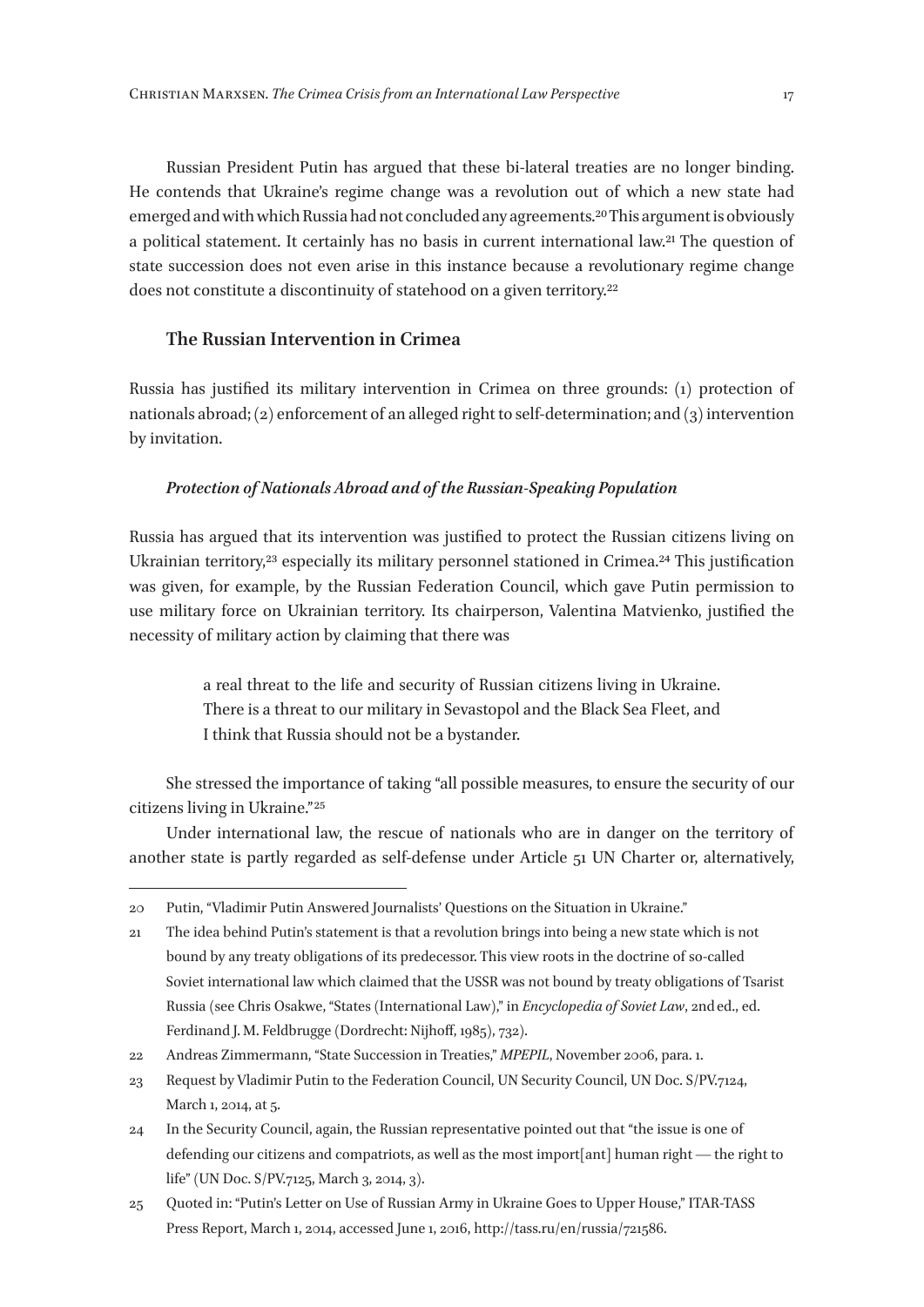Russian President Putin has argued that these bi-lateral treaties are no longer binding. He contends that Ukraine's regime change was a revolution out of which a new state had emerged and with which Russia had not concluded any agreements.[20] This argument is obviously a political statement. It certainly has no basis in current international law.[21] The question of state succession does not even arise in this instance because a revolutionary regime change does not constitute a discontinuity of statehood on a given territory.[22]

## The Russian Intervention in Crimea

Russia has justified its military intervention in Crimea on three grounds: (1) protection of nationals abroad; (2) enforcement of an alleged right to self-determination; and (3) intervention by invitation.

### *Protection of Nationals Abroad and of the Russian-Speaking Population*

Russia has argued that its intervention was justified to protect the Russian citizens living on Ukrainian territory,[23] especially its military personnel stationed in Crimea.[24] This justification was given, for example, by the Russian Federation Council, which gave Putin permission to use military force on Ukrainian territory. Its chairperson, Valentina Matvienko, justified the necessity of military action by claiming that there was

> a real threat to the life and security of Russian citizens living in Ukraine. There is a threat to our military in Sevastopol and the Black Sea Fleet, and I think that Russia should not be a bystander.

She stressed the importance of taking "all possible measures, to ensure the security of our citizens living in Ukraine."[25]

Under international law, the rescue of nationals who are in danger on the territory of another state is partly regarded as self-defense under Article 51 UN Charter or, alternatively,

---

20 Putin, "Vladimir Putin Answered Journalists' Questions on the Situation in Ukraine."

21 The idea behind Putin's statement is that a revolution brings into being a new state which is not bound by any treaty obligations of its predecessor. This view roots in the doctrine of so-called Soviet international law which claimed that the USSR was not bound by treaty obligations of Tsarist Russia (see Chris Osakwe, "States (International Law)," in *Encyclopedia of Soviet Law*, 2nd ed., ed. Ferdinand J. M. Feldbrugge (Dordrecht: Nijhoff, 1985), 732).

22 Andreas Zimmermann, "State Succession in Treaties," *MPEPIL*, November 2006, para. 1.

23 Request by Vladimir Putin to the Federation Council, UN Security Council, UN Doc. S/PV.7124, March 1, 2014, at 5.

24 In the Security Council, again, the Russian representative pointed out that "the issue is one of defending our citizens and compatriots, as well as the most import[ant] human right — the right to life" (UN Doc. S/PV.7125, March 3, 2014, 3).

25 Quoted in: "Putin's Letter on Use of Russian Army in Ukraine Goes to Upper House," ITAR-TASS Press Report, March 1, 2014, accessed June 1, 2016, http://tass.ru/en/russia/721586.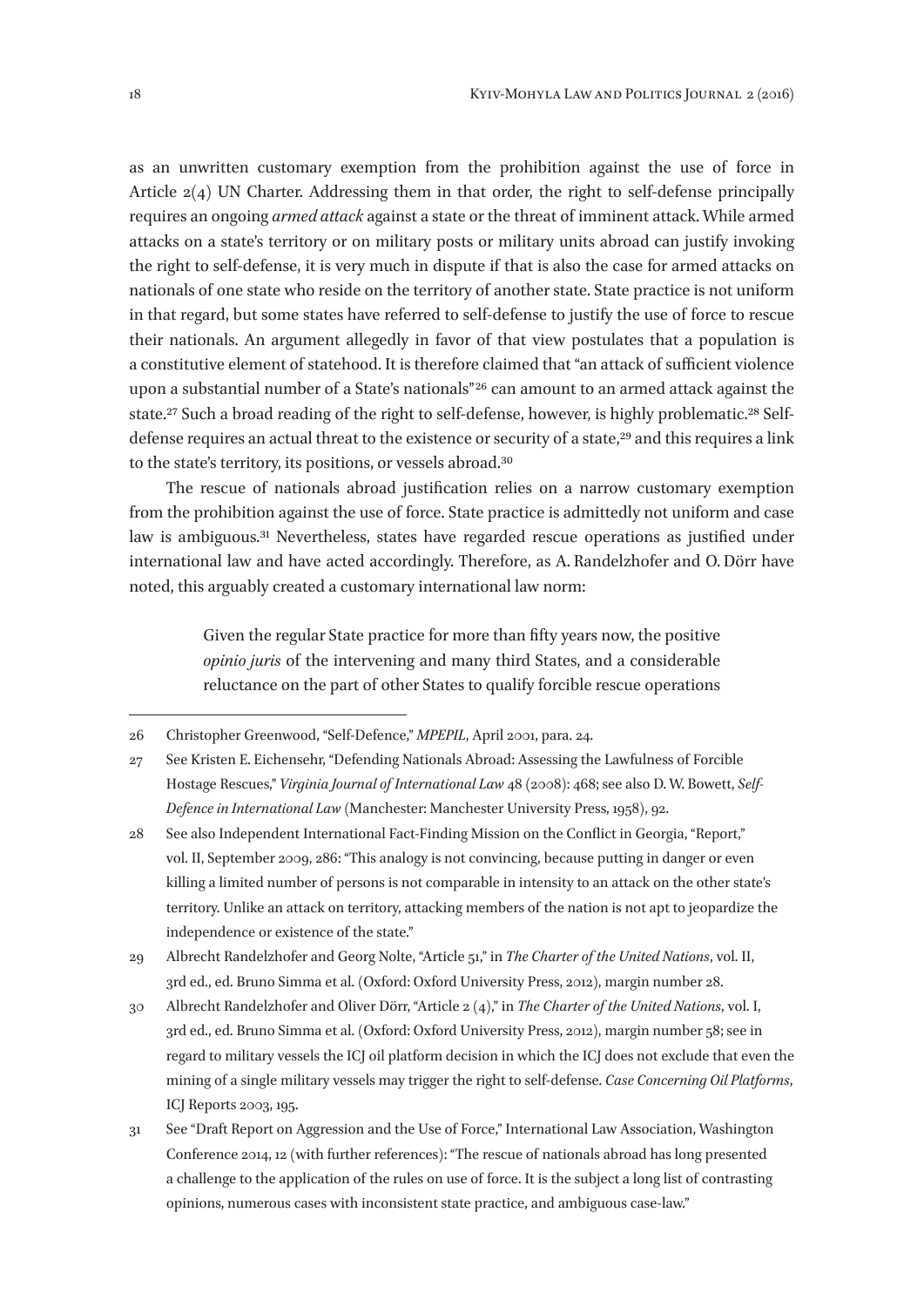as an unwritten customary exemption from the prohibition against the use of force in Article 2(4) UN Charter. Addressing them in that order, the right to self-defense principally requires an ongoing *armed attack* against a state or the threat of imminent attack. While armed attacks on a state's territory or on military posts or military units abroad can justify invoking the right to self-defense, it is very much in dispute if that is also the case for armed attacks on nationals of one state who reside on the territory of another state. State practice is not uniform in that regard, but some states have referred to self-defense to justify the use of force to rescue their nationals. An argument allegedly in favor of that view postulates that a population is a constitutive element of statehood. It is therefore claimed that "an attack of sufficient violence upon a substantial number of a State's nationals"[26] can amount to an armed attack against the state.[27] Such a broad reading of the right to self-defense, however, is highly problematic.[28] Self-defense requires an actual threat to the existence or security of a state,[29] and this requires a link to the state's territory, its positions, or vessels abroad.[30]

The rescue of nationals abroad justification relies on a narrow customary exemption from the prohibition against the use of force. State practice is admittedly not uniform and case law is ambiguous.[31] Nevertheless, states have regarded rescue operations as justified under international law and have acted accordingly. Therefore, as A. Randelzhofer and O. Dörr have noted, this arguably created a customary international law norm:

> Given the regular State practice for more than fifty years now, the positive *opinio juris* of the intervening and many third States, and a considerable reluctance on the part of other States to qualify forcible rescue operations

---

26 Christopher Greenwood, "Self-Defence," *MPEPIL*, April 2001, para. 24.

27 See Kristen E. Eichensehr, "Defending Nationals Abroad: Assessing the Lawfulness of Forcible Hostage Rescues," *Virginia Journal of International Law* 48 (2008): 468; see also D. W. Bowett, *Self-Defence in International Law* (Manchester: Manchester University Press, 1958), 92.

28 See also Independent International Fact-Finding Mission on the Conflict in Georgia, "Report," vol. II, September 2009, 286: "This analogy is not convincing, because putting in danger or even killing a limited number of persons is not comparable in intensity to an attack on the other state's territory. Unlike an attack on territory, attacking members of the nation is not apt to jeopardize the independence or existence of the state."

29 Albrecht Randelzhofer and Georg Nolte, "Article 51," in *The Charter of the United Nations*, vol. II, 3rd ed., ed. Bruno Simma et al. (Oxford: Oxford University Press, 2012), margin number 28.

30 Albrecht Randelzhofer and Oliver Dörr, "Article 2 (4)," in *The Charter of the United Nations*, vol. I, 3rd ed., ed. Bruno Simma et al. (Oxford: Oxford University Press, 2012), margin number 58; see in regard to military vessels the ICJ oil platform decision in which the ICJ does not exclude that even the mining of a single military vessels may trigger the right to self-defense. *Case Concerning Oil Platforms*, ICJ Reports 2003, 195.

31 See "Draft Report on Aggression and the Use of Force," International Law Association, Washington Conference 2014, 12 (with further references): "The rescue of nationals abroad has long presented a challenge to the application of the rules on use of force. It is the subject a long list of contrasting opinions, numerous cases with inconsistent state practice, and ambiguous case-law."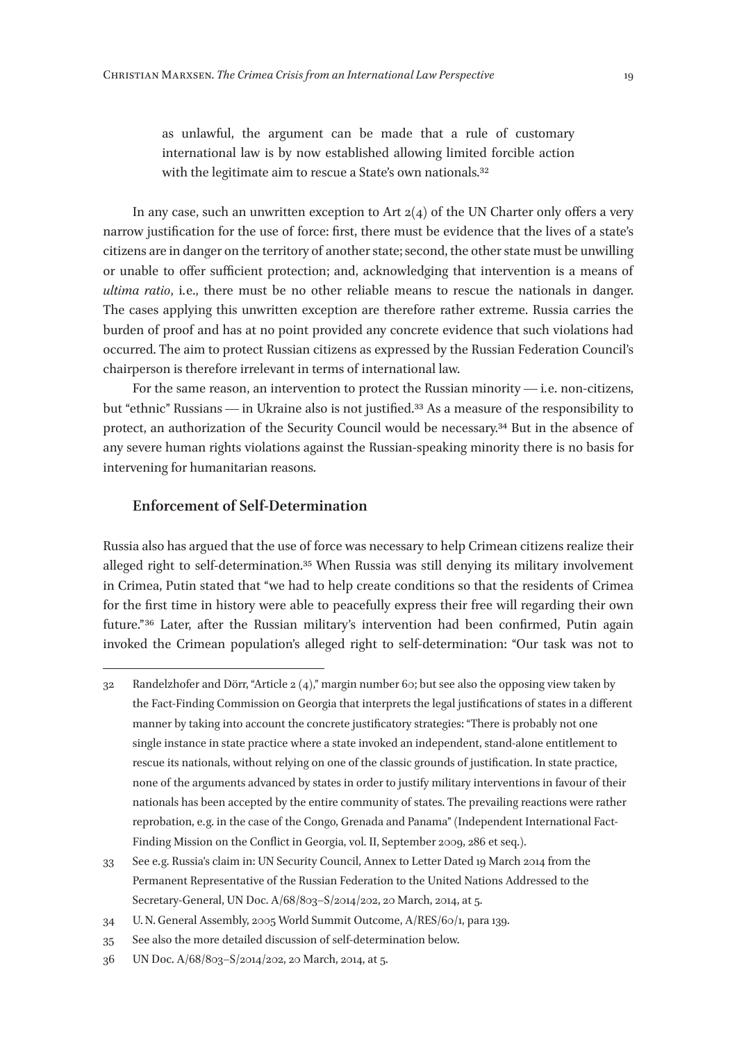as unlawful, the argument can be made that a rule of customary international law is by now established allowing limited forcible action with the legitimate aim to rescue a State's own nationals.[32]

In any case, such an unwritten exception to Art 2(4) of the UN Charter only offers a very narrow justification for the use of force: first, there must be evidence that the lives of a state's citizens are in danger on the territory of another state; second, the other state must be unwilling or unable to offer sufficient protection; and, acknowledging that intervention is a means of *ultima ratio*, i.e., there must be no other reliable means to rescue the nationals in danger. The cases applying this unwritten exception are therefore rather extreme. Russia carries the burden of proof and has at no point provided any concrete evidence that such violations had occurred. The aim to protect Russian citizens as expressed by the Russian Federation Council's chairperson is therefore irrelevant in terms of international law.

For the same reason, an intervention to protect the Russian minority — i.e. non-citizens, but "ethnic" Russians — in Ukraine also is not justified.[33] As a measure of the responsibility to protect, an authorization of the Security Council would be necessary.[34] But in the absence of any severe human rights violations against the Russian-speaking minority there is no basis for intervening for humanitarian reasons.

### Enforcement of Self-Determination

Russia also has argued that the use of force was necessary to help Crimean citizens realize their alleged right to self-determination.[35] When Russia was still denying its military involvement in Crimea, Putin stated that "we had to help create conditions so that the residents of Crimea for the first time in history were able to peacefully express their free will regarding their own future."[36] Later, after the Russian military's intervention had been confirmed, Putin again invoked the Crimean population's alleged right to self-determination: "Our task was not to

---

32 Randelzhofer and Dörr, "Article 2 (4)," margin number 60; but see also the opposing view taken by the Fact-Finding Commission on Georgia that interprets the legal justifications of states in a different manner by taking into account the concrete justificatory strategies: "There is probably not one single instance in state practice where a state invoked an independent, stand-alone entitlement to rescue its nationals, without relying on one of the classic grounds of justification. In state practice, none of the arguments advanced by states in order to justify military interventions in favour of their nationals has been accepted by the entire community of states. The prevailing reactions were rather reprobation, e.g. in the case of the Congo, Grenada and Panama" (Independent International Fact-Finding Mission on the Conflict in Georgia, vol. II, September 2009, 286 et seq.).

33 See e.g. Russia's claim in: UN Security Council, Annex to Letter Dated 19 March 2014 from the Permanent Representative of the Russian Federation to the United Nations Addressed to the Secretary-General, UN Doc. A/68/803–S/2014/202, 20 March, 2014, at 5.

34 U. N. General Assembly, 2005 World Summit Outcome, A/RES/60/1, para 139.

35 See also the more detailed discussion of self-determination below.

36 UN Doc. A/68/803–S/2014/202, 20 March, 2014, at 5.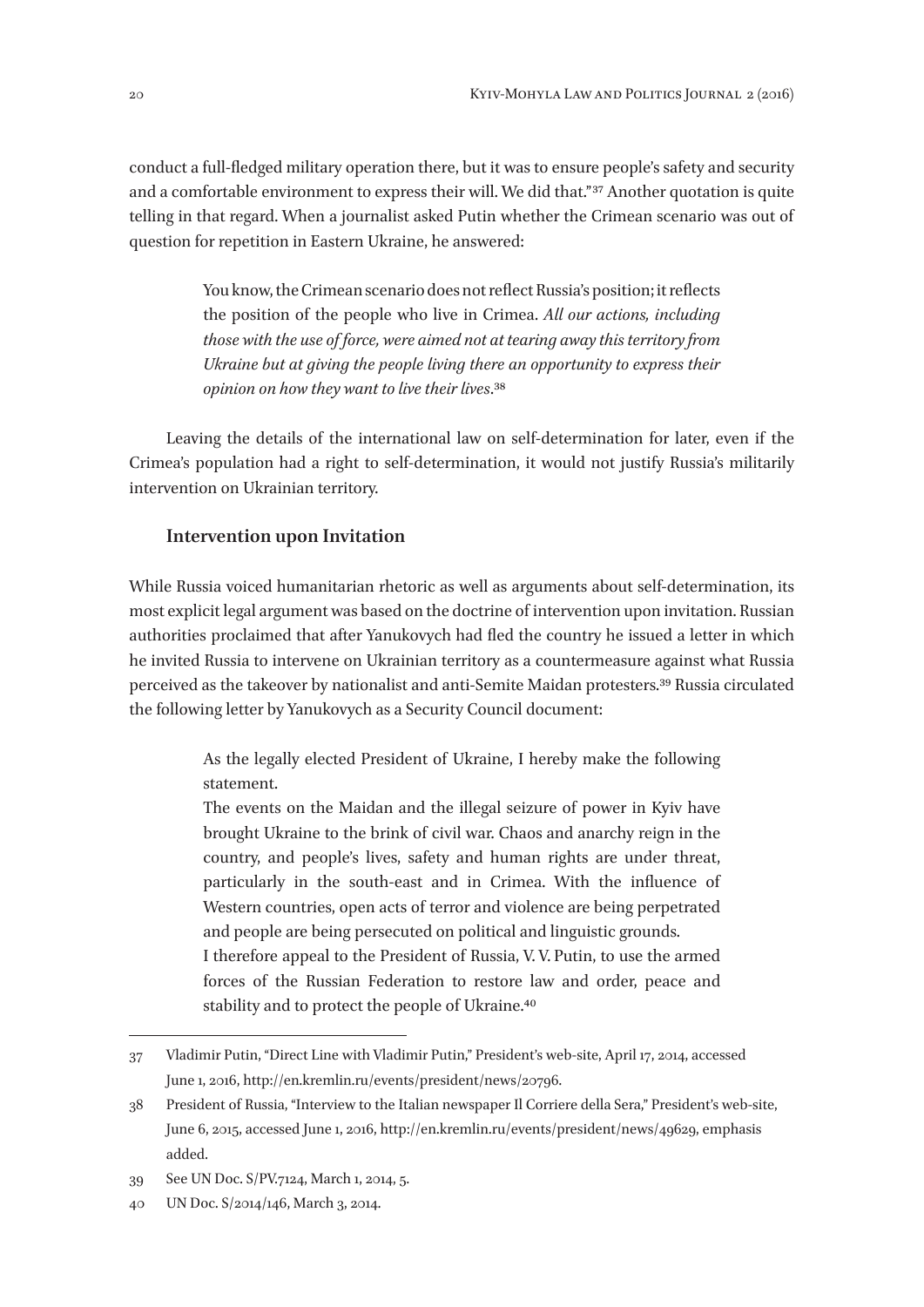conduct a full-fledged military operation there, but it was to ensure people's safety and security and a comfortable environment to express their will. We did that."[37] Another quotation is quite telling in that regard. When a journalist asked Putin whether the Crimean scenario was out of question for repetition in Eastern Ukraine, he answered:

> You know, the Crimean scenario does not reflect Russia's position; it reflects the position of the people who live in Crimea. *All our actions, including those with the use of force, were aimed not at tearing away this territory from Ukraine but at giving the people living there an opportunity to express their opinion on how they want to live their lives*.[38]

Leaving the details of the international law on self-determination for later, even if the Crimea's population had a right to self-determination, it would not justify Russia's militarily intervention on Ukrainian territory.

### Intervention upon Invitation

While Russia voiced humanitarian rhetoric as well as arguments about self-determination, its most explicit legal argument was based on the doctrine of intervention upon invitation. Russian authorities proclaimed that after Yanukovych had fled the country he issued a letter in which he invited Russia to intervene on Ukrainian territory as a countermeasure against what Russia perceived as the takeover by nationalist and anti-Semite Maidan protesters.[39] Russia circulated the following letter by Yanukovych as a Security Council document:

> As the legally elected President of Ukraine, I hereby make the following statement.
>
> The events on the Maidan and the illegal seizure of power in Kyiv have brought Ukraine to the brink of civil war. Chaos and anarchy reign in the country, and people's lives, safety and human rights are under threat, particularly in the south-east and in Crimea. With the influence of Western countries, open acts of terror and violence are being perpetrated and people are being persecuted on political and linguistic grounds.
>
> I therefore appeal to the President of Russia, V. V. Putin, to use the armed forces of the Russian Federation to restore law and order, peace and stability and to protect the people of Ukraine.[40]

---

37 Vladimir Putin, "Direct Line with Vladimir Putin," President's web-site, April 17, 2014, accessed June 1, 2016, http://en.kremlin.ru/events/president/news/20796.

38 President of Russia, "Interview to the Italian newspaper Il Corriere della Sera," President's web-site, June 6, 2015, accessed June 1, 2016, http://en.kremlin.ru/events/president/news/49629, emphasis added.

39 See UN Doc. S/PV.7124, March 1, 2014, 5.

40 UN Doc. S/2014/146, March 3, 2014.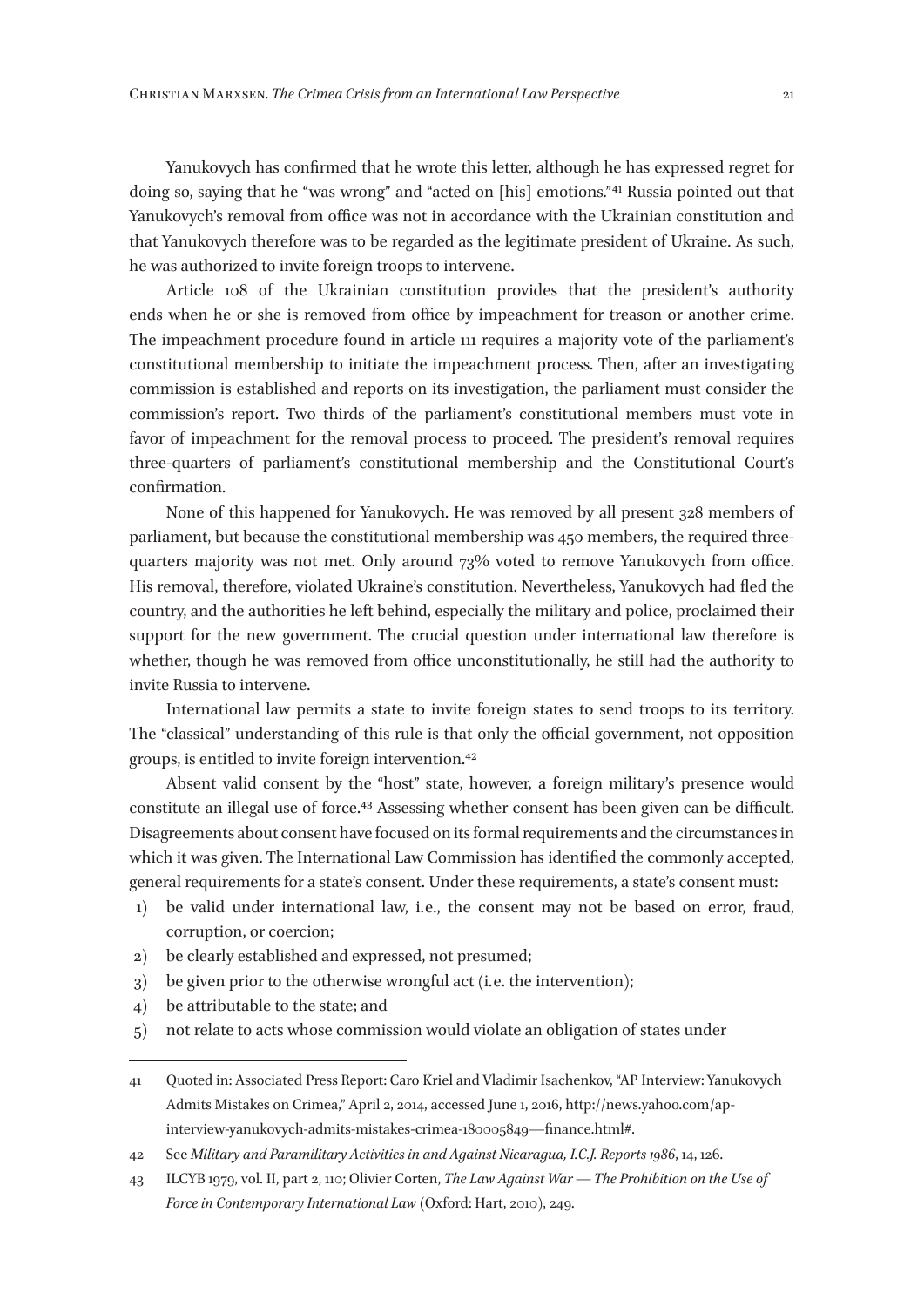Yanukovych has confirmed that he wrote this letter, although he has expressed regret for doing so, saying that he "was wrong" and "acted on [his] emotions."[41] Russia pointed out that Yanukovych's removal from office was not in accordance with the Ukrainian constitution and that Yanukovych therefore was to be regarded as the legitimate president of Ukraine. As such, he was authorized to invite foreign troops to intervene.

Article 108 of the Ukrainian constitution provides that the president's authority ends when he or she is removed from office by impeachment for treason or another crime. The impeachment procedure found in article 111 requires a majority vote of the parliament's constitutional membership to initiate the impeachment process. Then, after an investigating commission is established and reports on its investigation, the parliament must consider the commission's report. Two thirds of the parliament's constitutional members must vote in favor of impeachment for the removal process to proceed. The president's removal requires three-quarters of parliament's constitutional membership and the Constitutional Court's confirmation.

None of this happened for Yanukovych. He was removed by all present 328 members of parliament, but because the constitutional membership was 450 members, the required three-quarters majority was not met. Only around 73% voted to remove Yanukovych from office. His removal, therefore, violated Ukraine's constitution. Nevertheless, Yanukovych had fled the country, and the authorities he left behind, especially the military and police, proclaimed their support for the new government. The crucial question under international law therefore is whether, though he was removed from office unconstitutionally, he still had the authority to invite Russia to intervene.

International law permits a state to invite foreign states to send troops to its territory. The "classical" understanding of this rule is that only the official government, not opposition groups, is entitled to invite foreign intervention.[42]

Absent valid consent by the "host" state, however, a foreign military's presence would constitute an illegal use of force.[43] Assessing whether consent has been given can be difficult. Disagreements about consent have focused on its formal requirements and the circumstances in which it was given. The International Law Commission has identified the commonly accepted, general requirements for a state's consent. Under these requirements, a state's consent must:

1) be valid under international law, i.e., the consent may not be based on error, fraud, corruption, or coercion;
2) be clearly established and expressed, not presumed;
3) be given prior to the otherwise wrongful act (i.e. the intervention);
4) be attributable to the state; and
5) not relate to acts whose commission would violate an obligation of states under

---

41 Quoted in: Associated Press Report: Caro Kriel and Vladimir Isachenkov, "AP Interview: Yanukovych Admits Mistakes on Crimea," April 2, 2014, accessed June 1, 2016, http://news.yahoo.com/ap-interview-yanukovych-admits-mistakes-crimea-180005849—finance.html#.

42 See *Military and Paramilitary Activities in and Against Nicaragua, I.C.J. Reports 1986*, 14, 126.

43 ILCYB 1979, vol. II, part 2, 110; Olivier Corten, *The Law Against War — The Prohibition on the Use of Force in Contemporary International Law* (Oxford: Hart, 2010), 249.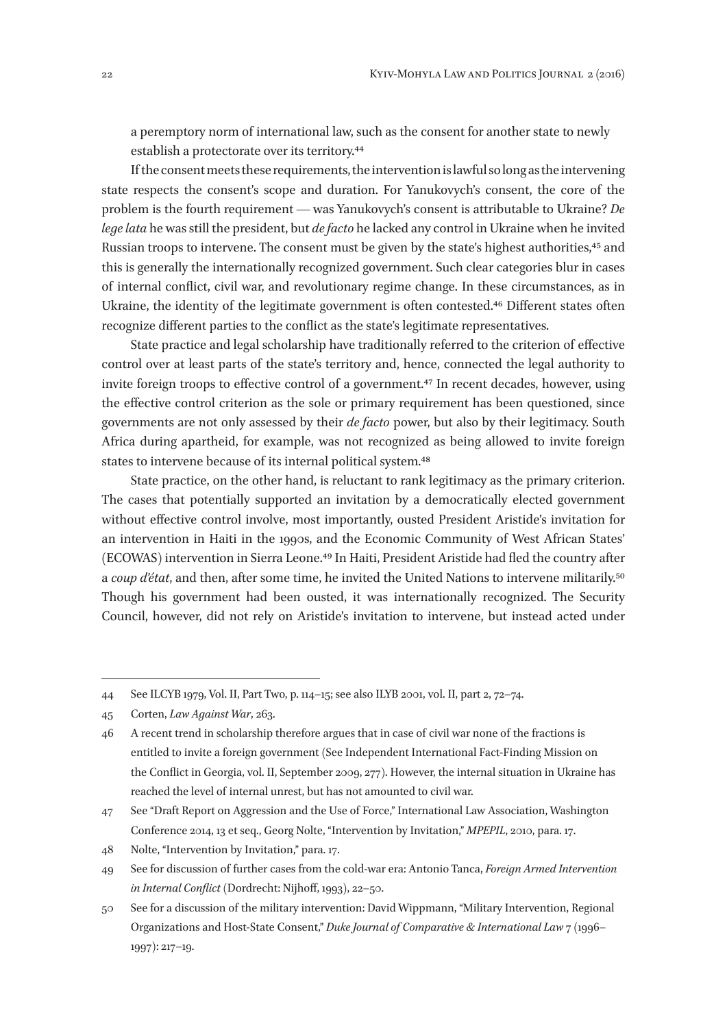a peremptory norm of international law, such as the consent for another state to newly establish a protectorate over its territory.[44]

If the consent meets these requirements, the intervention is lawful so long as the intervening state respects the consent's scope and duration. For Yanukovych's consent, the core of the problem is the fourth requirement — was Yanukovych's consent is attributable to Ukraine? *De lege lata* he was still the president, but *de facto* he lacked any control in Ukraine when he invited Russian troops to intervene. The consent must be given by the state's highest authorities,[45] and this is generally the internationally recognized government. Such clear categories blur in cases of internal conflict, civil war, and revolutionary regime change. In these circumstances, as in Ukraine, the identity of the legitimate government is often contested.[46] Different states often recognize different parties to the conflict as the state's legitimate representatives.

State practice and legal scholarship have traditionally referred to the criterion of effective control over at least parts of the state's territory and, hence, connected the legal authority to invite foreign troops to effective control of a government.[47] In recent decades, however, using the effective control criterion as the sole or primary requirement has been questioned, since governments are not only assessed by their *de facto* power, but also by their legitimacy. South Africa during apartheid, for example, was not recognized as being allowed to invite foreign states to intervene because of its internal political system.[48]

State practice, on the other hand, is reluctant to rank legitimacy as the primary criterion. The cases that potentially supported an invitation by a democratically elected government without effective control involve, most importantly, ousted President Aristide's invitation for an intervention in Haiti in the 1990s, and the Economic Community of West African States' (ECOWAS) intervention in Sierra Leone.[49] In Haiti, President Aristide had fled the country after a *coup d'état*, and then, after some time, he invited the United Nations to intervene militarily.[50] Though his government had been ousted, it was internationally recognized. The Security Council, however, did not rely on Aristide's invitation to intervene, but instead acted under

---

44 See ILCYB 1979, Vol. II, Part Two, p. 114–15; see also ILYB 2001, vol. II, part 2, 72–74.

45 Corten, *Law Against War*, 263.

46 A recent trend in scholarship therefore argues that in case of civil war none of the fractions is entitled to invite a foreign government (See Independent International Fact-Finding Mission on the Conflict in Georgia, vol. II, September 2009, 277). However, the internal situation in Ukraine has reached the level of internal unrest, but has not amounted to civil war.

47 See "Draft Report on Aggression and the Use of Force," International Law Association, Washington Conference 2014, 13 et seq., Georg Nolte, "Intervention by Invitation," *MPEPIL*, 2010, para. 17.

48 Nolte, "Intervention by Invitation," para. 17.

49 See for discussion of further cases from the cold-war era: Antonio Tanca, *Foreign Armed Intervention in Internal Conflict* (Dordrecht: Nijhoff, 1993), 22–50.

50 See for a discussion of the military intervention: David Wippmann, "Military Intervention, Regional Organizations and Host-State Consent," *Duke Journal of Comparative & International Law* 7 (1996–1997): 217–19.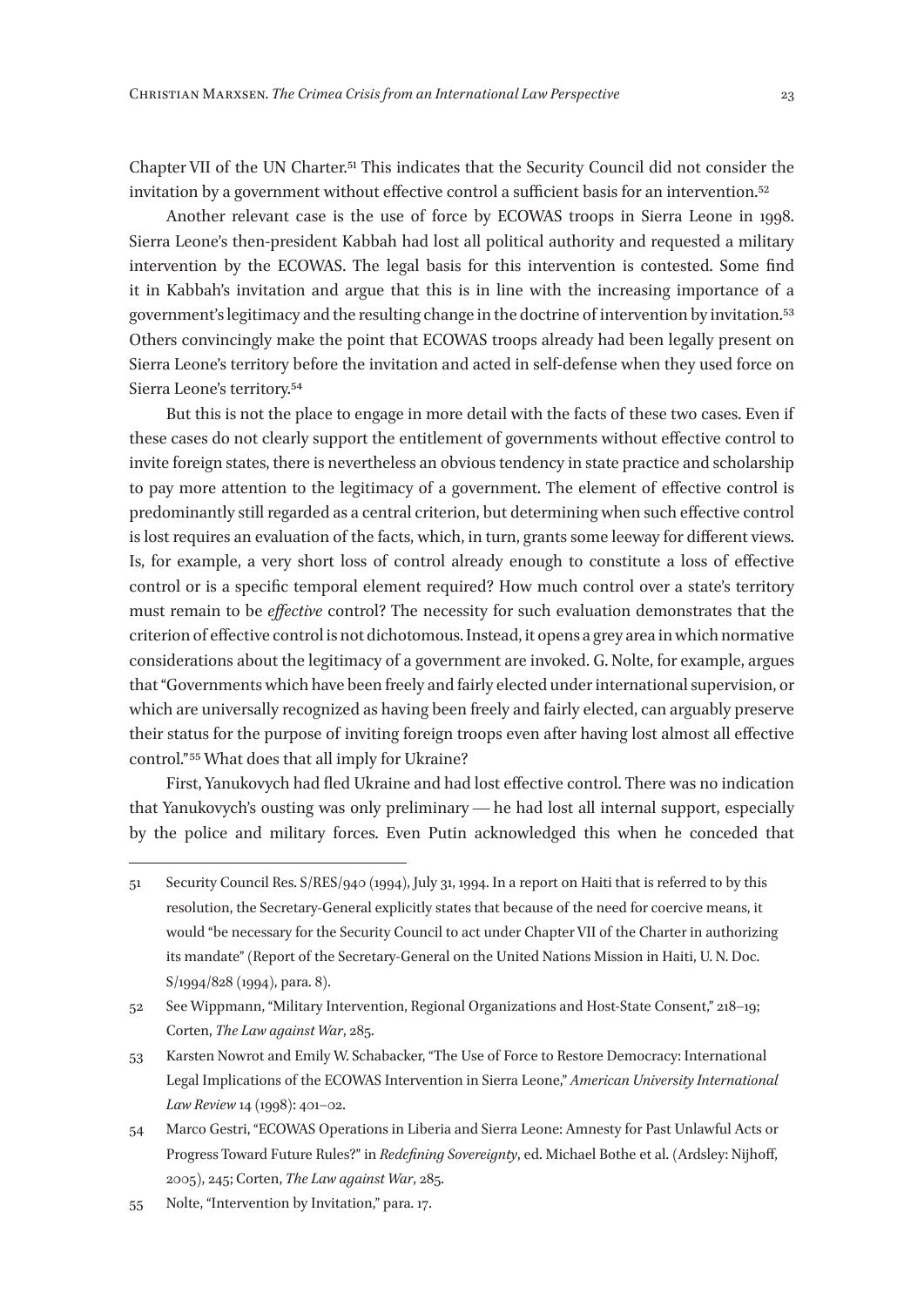Chapter VII of the UN Charter.[51] This indicates that the Security Council did not consider the invitation by a government without effective control a sufficient basis for an intervention.[52]

Another relevant case is the use of force by ECOWAS troops in Sierra Leone in 1998. Sierra Leone's then-president Kabbah had lost all political authority and requested a military intervention by the ECOWAS. The legal basis for this intervention is contested. Some find it in Kabbah's invitation and argue that this is in line with the increasing importance of a government's legitimacy and the resulting change in the doctrine of intervention by invitation.[53] Others convincingly make the point that ECOWAS troops already had been legally present on Sierra Leone's territory before the invitation and acted in self-defense when they used force on Sierra Leone's territory.[54]

But this is not the place to engage in more detail with the facts of these two cases. Even if these cases do not clearly support the entitlement of governments without effective control to invite foreign states, there is nevertheless an obvious tendency in state practice and scholarship to pay more attention to the legitimacy of a government. The element of effective control is predominantly still regarded as a central criterion, but determining when such effective control is lost requires an evaluation of the facts, which, in turn, grants some leeway for different views. Is, for example, a very short loss of control already enough to constitute a loss of effective control or is a specific temporal element required? How much control over a state's territory must remain to be *effective* control? The necessity for such evaluation demonstrates that the criterion of effective control is not dichotomous. Instead, it opens a grey area in which normative considerations about the legitimacy of a government are invoked. G. Nolte, for example, argues that "Governments which have been freely and fairly elected under international supervision, or which are universally recognized as having been freely and fairly elected, can arguably preserve their status for the purpose of inviting foreign troops even after having lost almost all effective control."[55] What does that all imply for Ukraine?

First, Yanukovych had fled Ukraine and had lost effective control. There was no indication that Yanukovych's ousting was only preliminary — he had lost all internal support, especially by the police and military forces. Even Putin acknowledged this when he conceded that

---

51 Security Council Res. S/RES/940 (1994), July 31, 1994. In a report on Haiti that is referred to by this resolution, the Secretary-General explicitly states that because of the need for coercive means, it would "be necessary for the Security Council to act under Chapter VII of the Charter in authorizing its mandate" (Report of the Secretary-General on the United Nations Mission in Haiti, U. N. Doc. S/1994/828 (1994), para. 8).

52 See Wippmann, "Military Intervention, Regional Organizations and Host-State Consent," 218–19; Corten, *The Law against War*, 285.

53 Karsten Nowrot and Emily W. Schabacker, "The Use of Force to Restore Democracy: International Legal Implications of the ECOWAS Intervention in Sierra Leone," *American University International Law Review* 14 (1998): 401–02.

54 Marco Gestri, "ECOWAS Operations in Liberia and Sierra Leone: Amnesty for Past Unlawful Acts or Progress Toward Future Rules?" in *Redefining Sovereignty*, ed. Michael Bothe et al. (Ardsley: Nijhoff, 2005), 245; Corten, *The Law against War*, 285.

55 Nolte, "Intervention by Invitation," para. 17.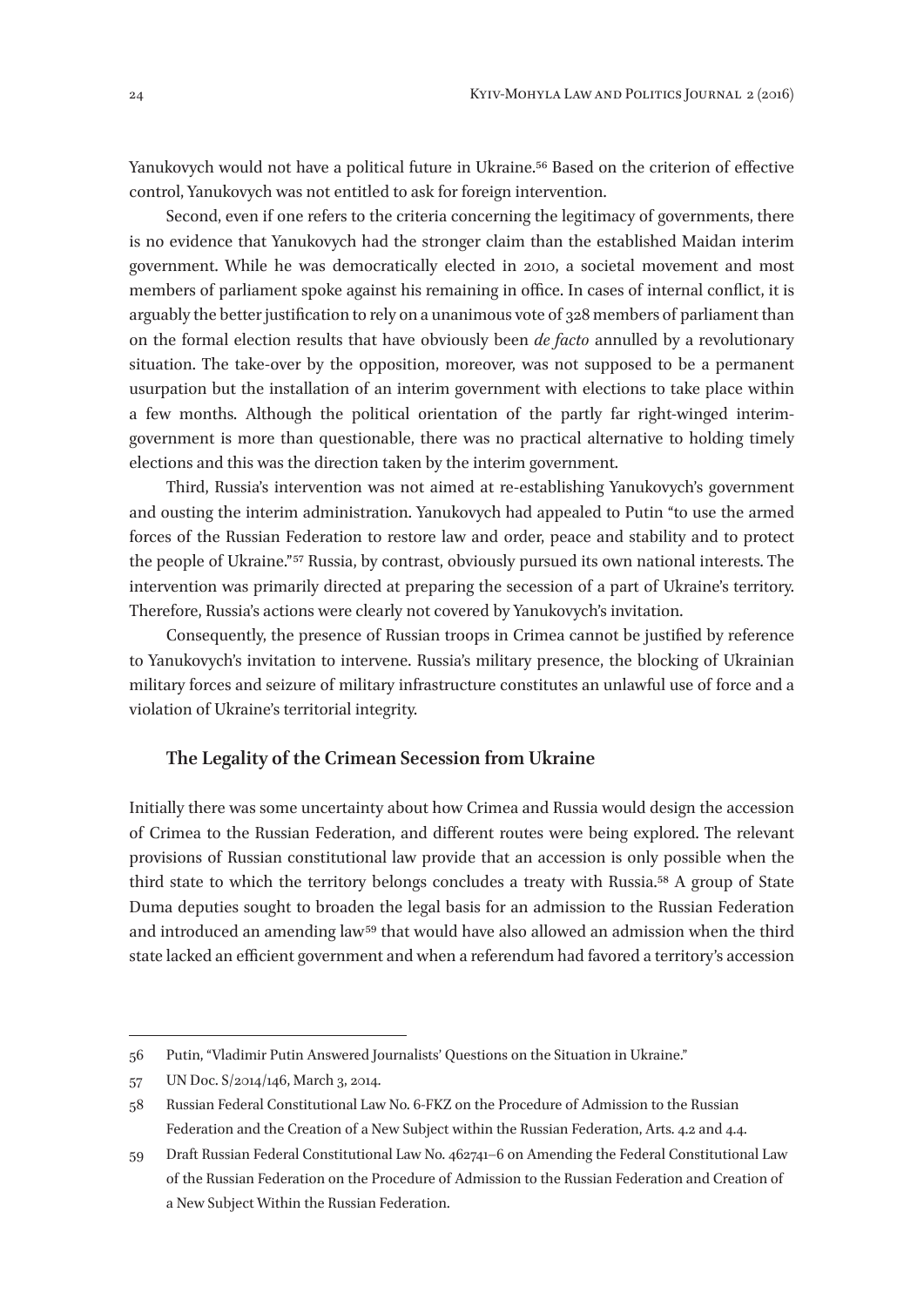Yanukovych would not have a political future in Ukraine.[56] Based on the criterion of effective control, Yanukovych was not entitled to ask for foreign intervention.

Second, even if one refers to the criteria concerning the legitimacy of governments, there is no evidence that Yanukovych had the stronger claim than the established Maidan interim government. While he was democratically elected in 2010, a societal movement and most members of parliament spoke against his remaining in office. In cases of internal conflict, it is arguably the better justification to rely on a unanimous vote of 328 members of parliament than on the formal election results that have obviously been *de facto* annulled by a revolutionary situation. The take-over by the opposition, moreover, was not supposed to be a permanent usurpation but the installation of an interim government with elections to take place within a few months. Although the political orientation of the partly far right-winged interim-government is more than questionable, there was no practical alternative to holding timely elections and this was the direction taken by the interim government.

Third, Russia's intervention was not aimed at re-establishing Yanukovych's government and ousting the interim administration. Yanukovych had appealed to Putin "to use the armed forces of the Russian Federation to restore law and order, peace and stability and to protect the people of Ukraine."[57] Russia, by contrast, obviously pursued its own national interests. The intervention was primarily directed at preparing the secession of a part of Ukraine's territory. Therefore, Russia's actions were clearly not covered by Yanukovych's invitation.

Consequently, the presence of Russian troops in Crimea cannot be justified by reference to Yanukovych's invitation to intervene. Russia's military presence, the blocking of Ukrainian military forces and seizure of military infrastructure constitutes an unlawful use of force and a violation of Ukraine's territorial integrity.

### The Legality of the Crimean Secession from Ukraine

Initially there was some uncertainty about how Crimea and Russia would design the accession of Crimea to the Russian Federation, and different routes were being explored. The relevant provisions of Russian constitutional law provide that an accession is only possible when the third state to which the territory belongs concludes a treaty with Russia.[58] A group of State Duma deputies sought to broaden the legal basis for an admission to the Russian Federation and introduced an amending law[59] that would have also allowed an admission when the third state lacked an efficient government and when a referendum had favored a territory's accession

---

56 Putin, "Vladimir Putin Answered Journalists' Questions on the Situation in Ukraine."

57 UN Doc. S/2014/146, March 3, 2014.

58 Russian Federal Constitutional Law No. 6-FKZ on the Procedure of Admission to the Russian Federation and the Creation of a New Subject within the Russian Federation, Arts. 4.2 and 4.4.

59 Draft Russian Federal Constitutional Law No. 462741–6 on Amending the Federal Constitutional Law of the Russian Federation on the Procedure of Admission to the Russian Federation and Creation of a New Subject Within the Russian Federation.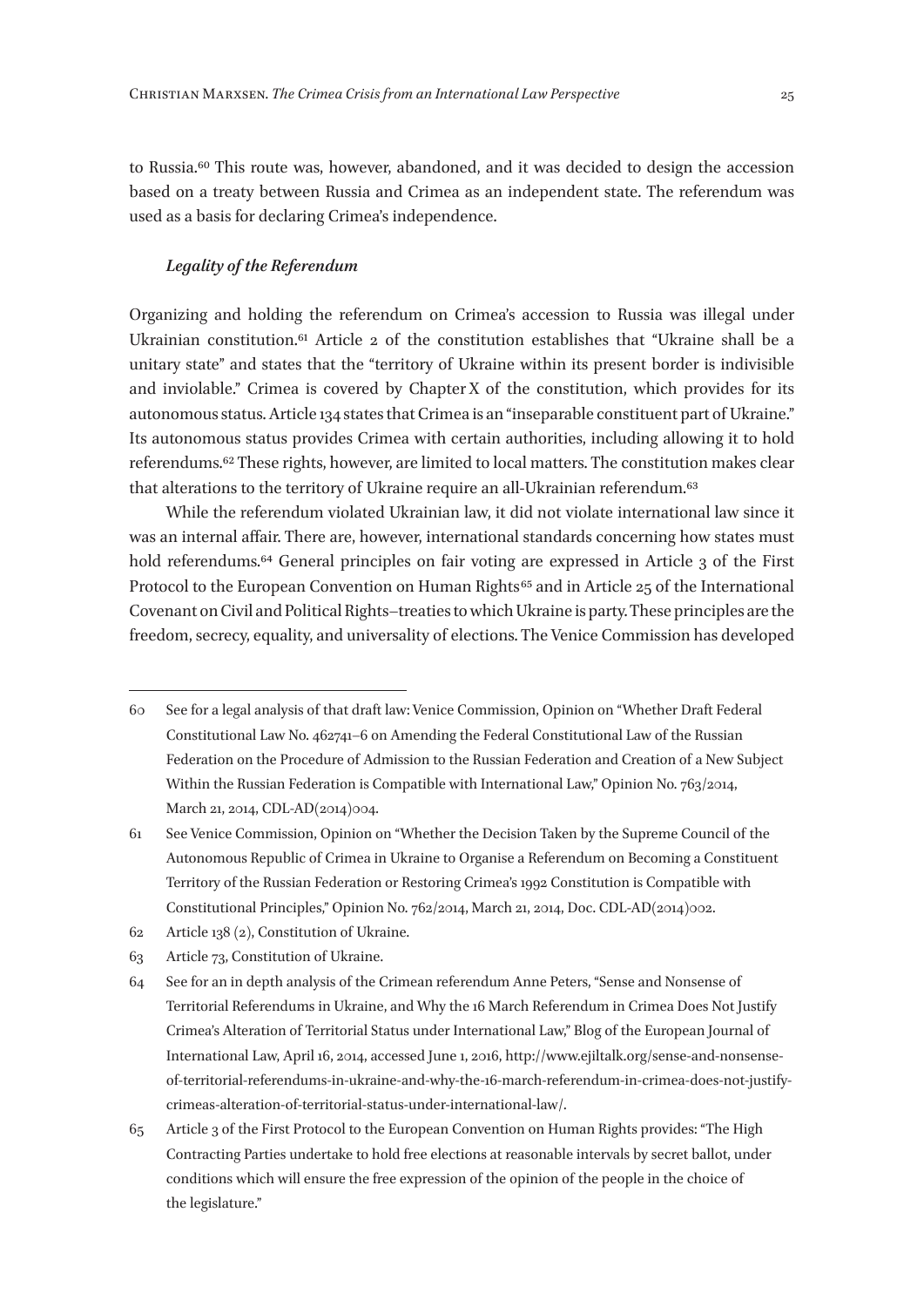to Russia.[60] This route was, however, abandoned, and it was decided to design the accession based on a treaty between Russia and Crimea as an independent state. The referendum was used as a basis for declaring Crimea's independence.

### *Legality of the Referendum*

Organizing and holding the referendum on Crimea's accession to Russia was illegal under Ukrainian constitution.[61] Article 2 of the constitution establishes that "Ukraine shall be a unitary state" and states that the "territory of Ukraine within its present border is indivisible and inviolable." Crimea is covered by Chapter X of the constitution, which provides for its autonomous status. Article 134 states that Crimea is an "inseparable constituent part of Ukraine." Its autonomous status provides Crimea with certain authorities, including allowing it to hold referendums.[62] These rights, however, are limited to local matters. The constitution makes clear that alterations to the territory of Ukraine require an all-Ukrainian referendum.[63]

While the referendum violated Ukrainian law, it did not violate international law since it was an internal affair. There are, however, international standards concerning how states must hold referendums.[64] General principles on fair voting are expressed in Article 3 of the First Protocol to the European Convention on Human Rights[65] and in Article 25 of the International Covenant on Civil and Political Rights–treaties to which Ukraine is party. These principles are the freedom, secrecy, equality, and universality of elections. The Venice Commission has developed

---

60 See for a legal analysis of that draft law: Venice Commission, Opinion on "Whether Draft Federal Constitutional Law No. 462741–6 on Amending the Federal Constitutional Law of the Russian Federation on the Procedure of Admission to the Russian Federation and Creation of a New Subject Within the Russian Federation is Compatible with International Law," Opinion No. 763/2014, March 21, 2014, CDL-AD(2014)004.

61 See Venice Commission, Opinion on "Whether the Decision Taken by the Supreme Council of the Autonomous Republic of Crimea in Ukraine to Organise a Referendum on Becoming a Constituent Territory of the Russian Federation or Restoring Crimea's 1992 Constitution is Compatible with Constitutional Principles," Opinion No. 762/2014, March 21, 2014, Doc. CDL-AD(2014)002.

62 Article 138 (2), Constitution of Ukraine.

63 Article 73, Constitution of Ukraine.

64 See for an in depth analysis of the Crimean referendum Anne Peters, "Sense and Nonsense of Territorial Referendums in Ukraine, and Why the 16 March Referendum in Crimea Does Not Justify Crimea's Alteration of Territorial Status under International Law," Blog of the European Journal of International Law, April 16, 2014, accessed June 1, 2016, http://www.ejiltalk.org/sense-and-nonsense-of-territorial-referendums-in-ukraine-and-why-the-16-march-referendum-in-crimea-does-not-justify-crimeas-alteration-of-territorial-status-under-international-law/.

65 Article 3 of the First Protocol to the European Convention on Human Rights provides: "The High Contracting Parties undertake to hold free elections at reasonable intervals by secret ballot, under conditions which will ensure the free expression of the opinion of the people in the choice of the legislature."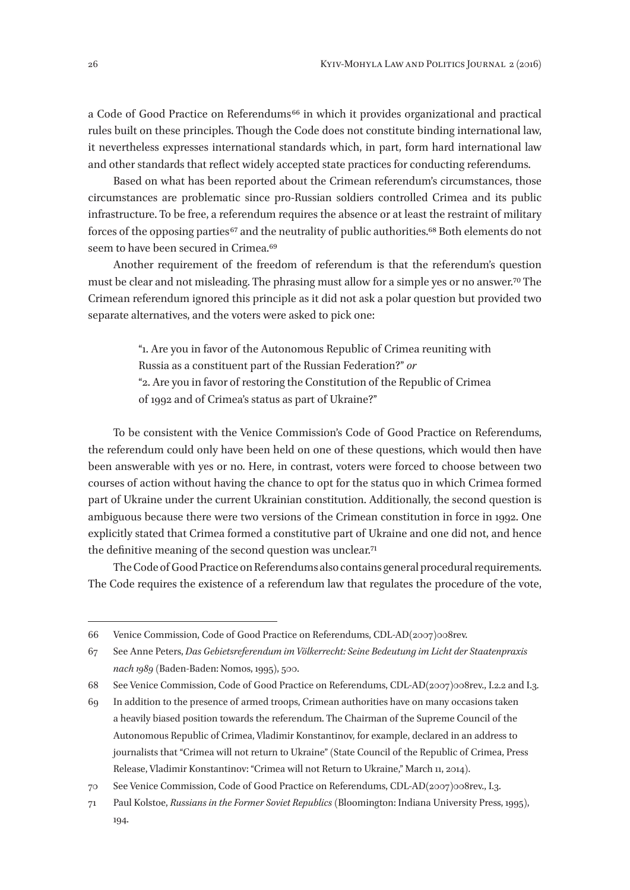a Code of Good Practice on Referendums[66] in which it provides organizational and practical rules built on these principles. Though the Code does not constitute binding international law, it nevertheless expresses international standards which, in part, form hard international law and other standards that reflect widely accepted state practices for conducting referendums.

Based on what has been reported about the Crimean referendum's circumstances, those circumstances are problematic since pro-Russian soldiers controlled Crimea and its public infrastructure. To be free, a referendum requires the absence or at least the restraint of military forces of the opposing parties[67] and the neutrality of public authorities.[68] Both elements do not seem to have been secured in Crimea.[69]

Another requirement of the freedom of referendum is that the referendum's question must be clear and not misleading. The phrasing must allow for a simple yes or no answer.[70] The Crimean referendum ignored this principle as it did not ask a polar question but provided two separate alternatives, and the voters were asked to pick one:

> "1. Are you in favor of the Autonomous Republic of Crimea reuniting with Russia as a constituent part of the Russian Federation?" *or*
> "2. Are you in favor of restoring the Constitution of the Republic of Crimea of 1992 and of Crimea's status as part of Ukraine?"

To be consistent with the Venice Commission's Code of Good Practice on Referendums, the referendum could only have been held on one of these questions, which would then have been answerable with yes or no. Here, in contrast, voters were forced to choose between two courses of action without having the chance to opt for the status quo in which Crimea formed part of Ukraine under the current Ukrainian constitution. Additionally, the second question is ambiguous because there were two versions of the Crimean constitution in force in 1992. One explicitly stated that Crimea formed a constitutive part of Ukraine and one did not, and hence the definitive meaning of the second question was unclear.[71]

The Code of Good Practice on Referendums also contains general procedural requirements. The Code requires the existence of a referendum law that regulates the procedure of the vote,

---

66 Venice Commission, Code of Good Practice on Referendums, CDL-AD(2007)008rev.

67 See Anne Peters, *Das Gebietsreferendum im Völkerrecht: Seine Bedeutung im Licht der Staatenpraxis nach 1989* (Baden-Baden: Nomos, 1995), 500.

68 See Venice Commission, Code of Good Practice on Referendums, CDL-AD(2007)008rev., I.2.2 and I.3.

69 In addition to the presence of armed troops, Crimean authorities have on many occasions taken a heavily biased position towards the referendum. The Chairman of the Supreme Council of the Autonomous Republic of Crimea, Vladimir Konstantinov, for example, declared in an address to journalists that "Crimea will not return to Ukraine" (State Council of the Republic of Crimea, Press Release, Vladimir Konstantinov: "Crimea will not Return to Ukraine," March 11, 2014).

70 See Venice Commission, Code of Good Practice on Referendums, CDL-AD(2007)008rev., I.3.

71 Paul Kolstoe, *Russians in the Former Soviet Republics* (Bloomington: Indiana University Press, 1995), 194.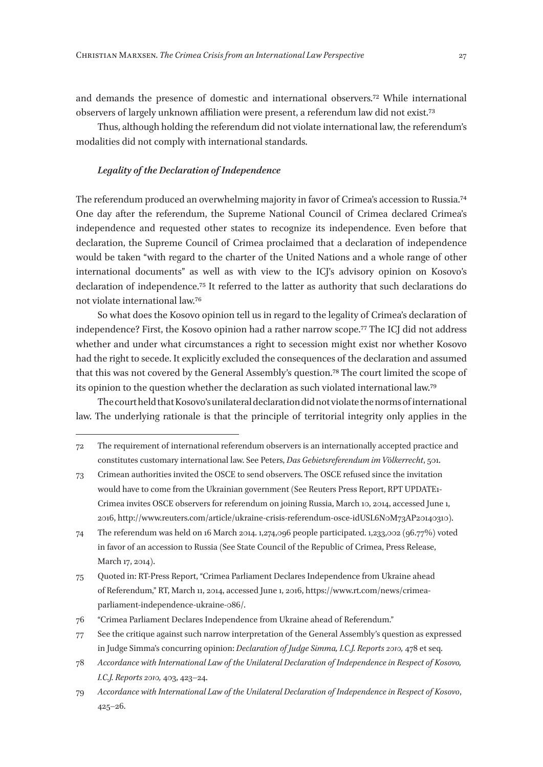and demands the presence of domestic and international observers.[72] While international observers of largely unknown affiliation were present, a referendum law did not exist.[73]

Thus, although holding the referendum did not violate international law, the referendum's modalities did not comply with international standards.

### *Legality of the Declaration of Independence*

The referendum produced an overwhelming majority in favor of Crimea's accession to Russia.[74] One day after the referendum, the Supreme National Council of Crimea declared Crimea's independence and requested other states to recognize its independence. Even before that declaration, the Supreme Council of Crimea proclaimed that a declaration of independence would be taken "with regard to the charter of the United Nations and a whole range of other international documents" as well as with view to the ICJ's advisory opinion on Kosovo's declaration of independence.[75] It referred to the latter as authority that such declarations do not violate international law.[76]

So what does the Kosovo opinion tell us in regard to the legality of Crimea's declaration of independence? First, the Kosovo opinion had a rather narrow scope.[77] The ICJ did not address whether and under what circumstances a right to secession might exist nor whether Kosovo had the right to secede. It explicitly excluded the consequences of the declaration and assumed that this was not covered by the General Assembly's question.[78] The court limited the scope of its opinion to the question whether the declaration as such violated international law.[79]

The court held that Kosovo's unilateral declaration did not violate the norms of international law. The underlying rationale is that the principle of territorial integrity only applies in the

---

72 The requirement of international referendum observers is an internationally accepted practice and constitutes customary international law. See Peters, *Das Gebietsreferendum im Völkerrecht*, 501.

73 Crimean authorities invited the OSCE to send observers. The OSCE refused since the invitation would have to come from the Ukrainian government (See Reuters Press Report, RPT UPDATE1-Crimea invites OSCE observers for referendum on joining Russia, March 10, 2014, accessed June 1, 2016, http://www.reuters.com/article/ukraine-crisis-referendum-osce-idUSL6N0M73AP20140310).

74 The referendum was held on 16 March 2014. 1,274,096 people participated. 1,233,002 (96.77%) voted in favor of an accession to Russia (See State Council of the Republic of Crimea, Press Release, March 17, 2014).

75 Quoted in: RT-Press Report, "Crimea Parliament Declares Independence from Ukraine ahead of Referendum," RT, March 11, 2014, accessed June 1, 2016, https://www.rt.com/news/crimea-parliament-independence-ukraine-086/.

76 "Crimea Parliament Declares Independence from Ukraine ahead of Referendum."

77 See the critique against such narrow interpretation of the General Assembly's question as expressed in Judge Simma's concurring opinion: *Declaration of Judge Simma, I.C.J. Reports 2010,* 478 et seq.

78 *Accordance with International Law of the Unilateral Declaration of Independence in Respect of Kosovo, I.C.J. Reports 2010,* 403, 423–24.

79 *Accordance with International Law of the Unilateral Declaration of Independence in Respect of Kosovo*, 425–26.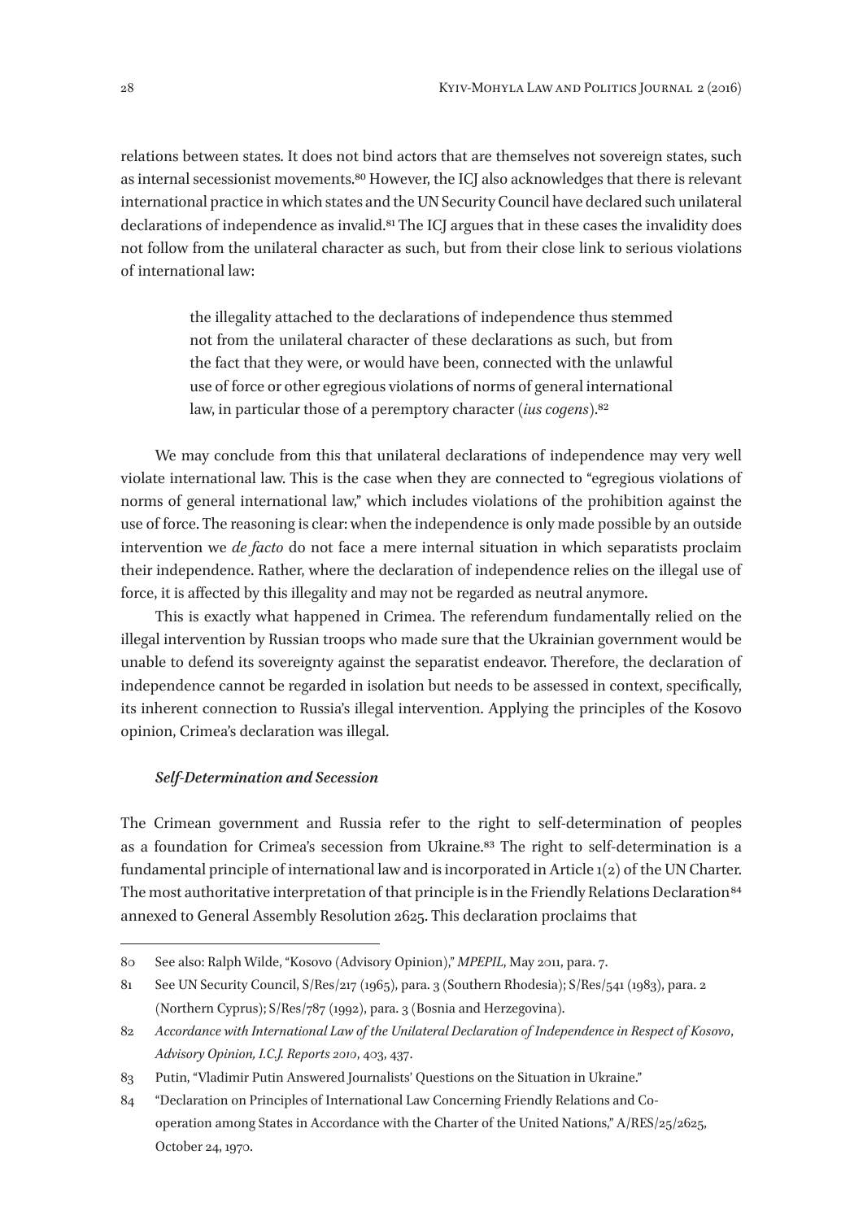relations between states. It does not bind actors that are themselves not sovereign states, such as internal secessionist movements.[80] However, the ICJ also acknowledges that there is relevant international practice in which states and the UN Security Council have declared such unilateral declarations of independence as invalid.[81] The ICJ argues that in these cases the invalidity does not follow from the unilateral character as such, but from their close link to serious violations of international law:

> the illegality attached to the declarations of independence thus stemmed not from the unilateral character of these declarations as such, but from the fact that they were, or would have been, connected with the unlawful use of force or other egregious violations of norms of general international law, in particular those of a peremptory character (*ius cogens*).[82]

We may conclude from this that unilateral declarations of independence may very well violate international law. This is the case when they are connected to "egregious violations of norms of general international law," which includes violations of the prohibition against the use of force. The reasoning is clear: when the independence is only made possible by an outside intervention we *de facto* do not face a mere internal situation in which separatists proclaim their independence. Rather, where the declaration of independence relies on the illegal use of force, it is affected by this illegality and may not be regarded as neutral anymore.

This is exactly what happened in Crimea. The referendum fundamentally relied on the illegal intervention by Russian troops who made sure that the Ukrainian government would be unable to defend its sovereignty against the separatist endeavor. Therefore, the declaration of independence cannot be regarded in isolation but needs to be assessed in context, specifically, its inherent connection to Russia's illegal intervention. Applying the principles of the Kosovo opinion, Crimea's declaration was illegal.

### *Self-Determination and Secession*

The Crimean government and Russia refer to the right to self-determination of peoples as a foundation for Crimea's secession from Ukraine.[83] The right to self-determination is a fundamental principle of international law and is incorporated in Article 1(2) of the UN Charter. The most authoritative interpretation of that principle is in the Friendly Relations Declaration[84] annexed to General Assembly Resolution 2625. This declaration proclaims that

---

80 See also: Ralph Wilde, "Kosovo (Advisory Opinion)," *MPEPIL*, May 2011, para. 7.

81 See UN Security Council, S/Res/217 (1965), para. 3 (Southern Rhodesia); S/Res/541 (1983), para. 2 (Northern Cyprus); S/Res/787 (1992), para. 3 (Bosnia and Herzegovina).

82 *Accordance with International Law of the Unilateral Declaration of Independence in Respect of Kosovo, Advisory Opinion, I.C.J. Reports 2010*, 403, 437.

83 Putin, "Vladimir Putin Answered Journalists' Questions on the Situation in Ukraine."

84 "Declaration on Principles of International Law Concerning Friendly Relations and Co-operation among States in Accordance with the Charter of the United Nations," A/RES/25/2625, October 24, 1970.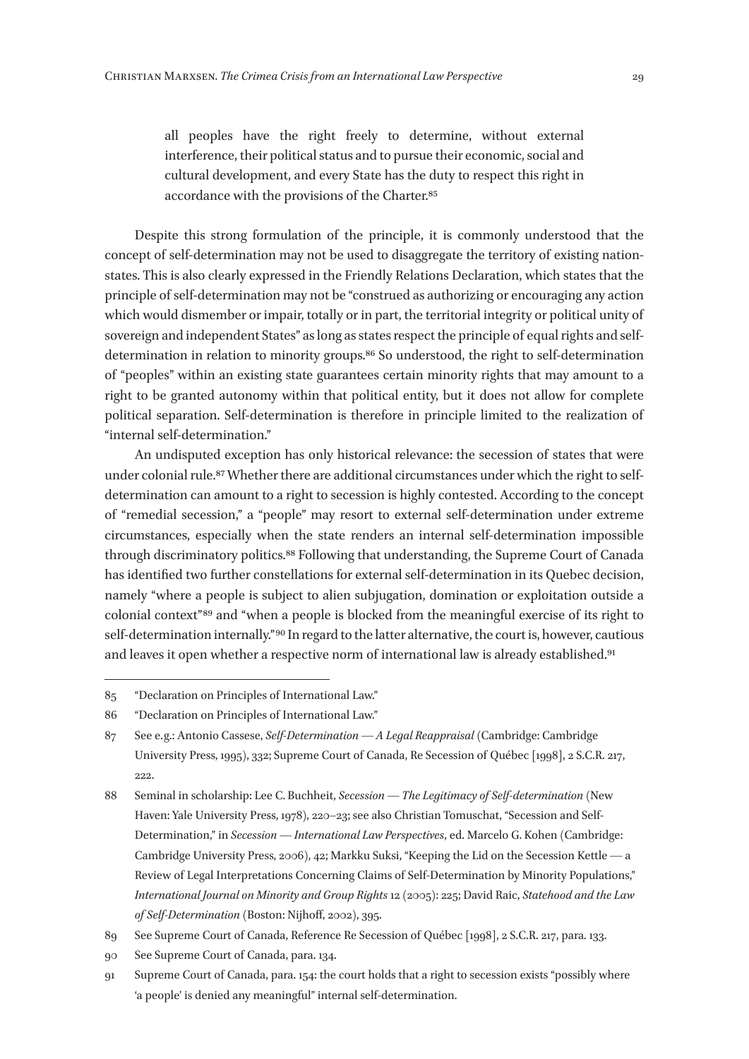> all peoples have the right freely to determine, without external interference, their political status and to pursue their economic, social and cultural development, and every State has the duty to respect this right in accordance with the provisions of the Charter.[85]

Despite this strong formulation of the principle, it is commonly understood that the concept of self-determination may not be used to disaggregate the territory of existing nation-states. This is also clearly expressed in the Friendly Relations Declaration, which states that the principle of self-determination may not be "construed as authorizing or encouraging any action which would dismember or impair, totally or in part, the territorial integrity or political unity of sovereign and independent States" as long as states respect the principle of equal rights and self-determination in relation to minority groups.[86] So understood, the right to self-determination of "peoples" within an existing state guarantees certain minority rights that may amount to a right to be granted autonomy within that political entity, but it does not allow for complete political separation. Self-determination is therefore in principle limited to the realization of "internal self-determination."

An undisputed exception has only historical relevance: the secession of states that were under colonial rule.[87] Whether there are additional circumstances under which the right to self-determination can amount to a right to secession is highly contested. According to the concept of "remedial secession," a "people" may resort to external self-determination under extreme circumstances, especially when the state renders an internal self-determination impossible through discriminatory politics.[88] Following that understanding, the Supreme Court of Canada has identified two further constellations for external self-determination in its Quebec decision, namely "where a people is subject to alien subjugation, domination or exploitation outside a colonial context"[89] and "when a people is blocked from the meaningful exercise of its right to self-determination internally."[90] In regard to the latter alternative, the court is, however, cautious and leaves it open whether a respective norm of international law is already established.[91]

---

85 "Declaration on Principles of International Law."

86 "Declaration on Principles of International Law."

87 See e.g.: Antonio Cassese, *Self-Determination — A Legal Reappraisal* (Cambridge: Cambridge University Press, 1995), 332; Supreme Court of Canada, Re Secession of Québec [1998], 2 S.C.R. 217, 222.

88 Seminal in scholarship: Lee C. Buchheit, *Secession — The Legitimacy of Self-determination* (New Haven: Yale University Press, 1978), 220–23; see also Christian Tomuschat, "Secession and Self-Determination," in *Secession — International Law Perspectives*, ed. Marcelo G. Kohen (Cambridge: Cambridge University Press, 2006), 42; Markku Suksi, "Keeping the Lid on the Secession Kettle — a Review of Legal Interpretations Concerning Claims of Self-Determination by Minority Populations," *International Journal on Minority and Group Rights* 12 (2005): 225; David Raic, *Statehood and the Law of Self-Determination* (Boston: Nijhoff, 2002), 395.

89 See Supreme Court of Canada, Reference Re Secession of Québec [1998], 2 S.C.R. 217, para. 133.

90 See Supreme Court of Canada, para. 134.

91 Supreme Court of Canada, para. 154: the court holds that a right to secession exists "possibly where 'a people' is denied any meaningful" internal self-determination.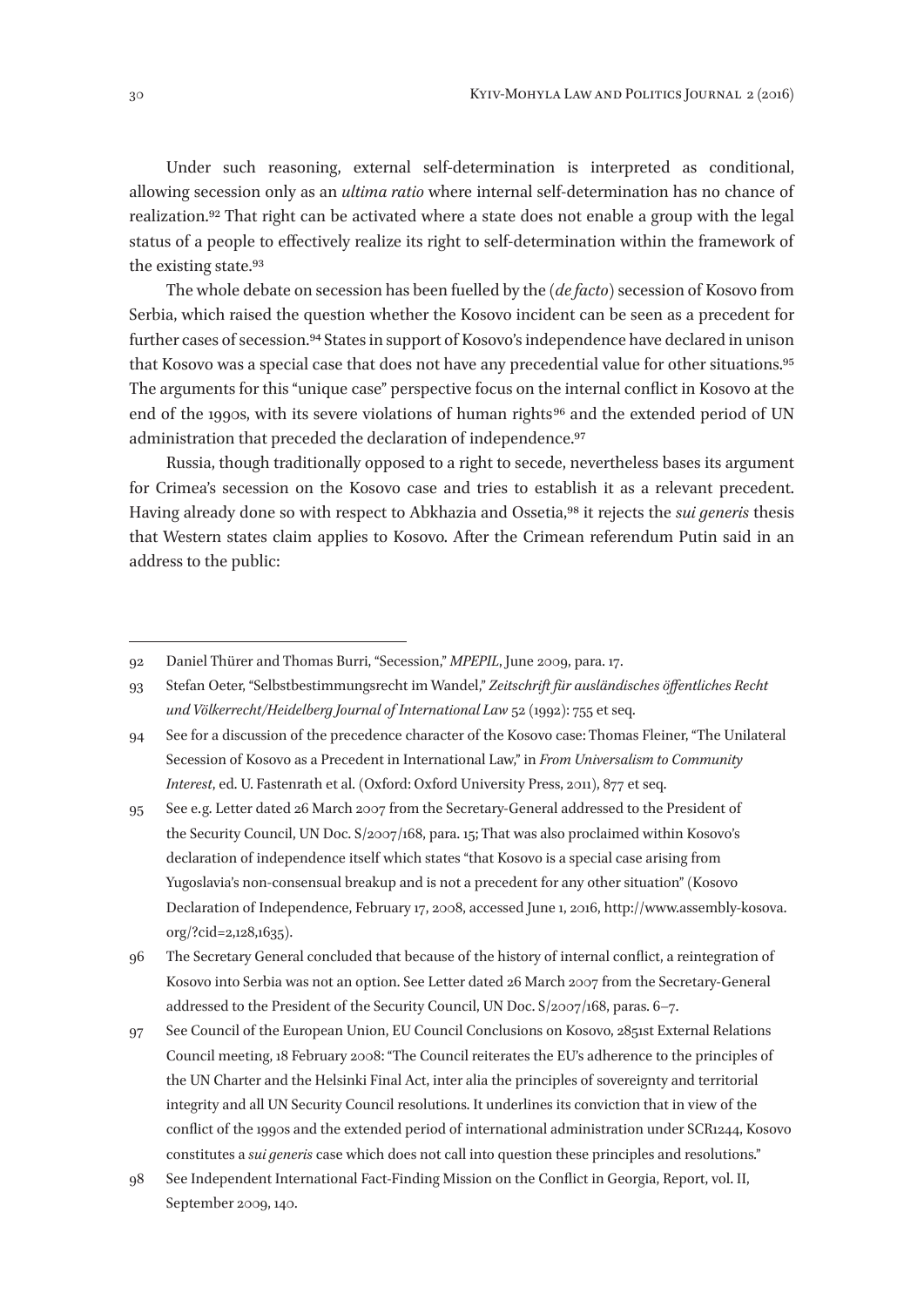Under such reasoning, external self-determination is interpreted as conditional, allowing secession only as an *ultima ratio* where internal self-determination has no chance of realization.[92] That right can be activated where a state does not enable a group with the legal status of a people to effectively realize its right to self-determination within the framework of the existing state.[93]

The whole debate on secession has been fuelled by the (*de facto*) secession of Kosovo from Serbia, which raised the question whether the Kosovo incident can be seen as a precedent for further cases of secession.[94] States in support of Kosovo's independence have declared in unison that Kosovo was a special case that does not have any precedential value for other situations.[95] The arguments for this "unique case" perspective focus on the internal conflict in Kosovo at the end of the 1990s, with its severe violations of human rights[96] and the extended period of UN administration that preceded the declaration of independence.[97]

Russia, though traditionally opposed to a right to secede, nevertheless bases its argument for Crimea's secession on the Kosovo case and tries to establish it as a relevant precedent. Having already done so with respect to Abkhazia and Ossetia,[98] it rejects the *sui generis* thesis that Western states claim applies to Kosovo. After the Crimean referendum Putin said in an address to the public:

---

92 Daniel Thürer and Thomas Burri, "Secession," *MPEPIL*, June 2009, para. 17.

93 Stefan Oeter, "Selbstbestimmungsrecht im Wandel," *Zeitschrift für ausländisches öffentliches Recht und Völkerrecht/Heidelberg Journal of International Law* 52 (1992): 755 et seq.

94 See for a discussion of the precedence character of the Kosovo case: Thomas Fleiner, "The Unilateral Secession of Kosovo as a Precedent in International Law," in *From Universalism to Community Interest*, ed. U. Fastenrath et al. (Oxford: Oxford University Press, 2011), 877 et seq.

95 See e.g. Letter dated 26 March 2007 from the Secretary-General addressed to the President of the Security Council, UN Doc. S/2007/168, para. 15; That was also proclaimed within Kosovo's declaration of independence itself which states "that Kosovo is a special case arising from Yugoslavia's non-consensual breakup and is not a precedent for any other situation" (Kosovo Declaration of Independence, February 17, 2008, accessed June 1, 2016, http://www.assembly-kosova.org/?cid=2,128,1635).

96 The Secretary General concluded that because of the history of internal conflict, a reintegration of Kosovo into Serbia was not an option. See Letter dated 26 March 2007 from the Secretary-General addressed to the President of the Security Council, UN Doc. S/2007/168, paras. 6–7.

97 See Council of the European Union, EU Council Conclusions on Kosovo, 2851st External Relations Council meeting, 18 February 2008: "The Council reiterates the EU's adherence to the principles of the UN Charter and the Helsinki Final Act, inter alia the principles of sovereignty and territorial integrity and all UN Security Council resolutions. It underlines its conviction that in view of the conflict of the 1990s and the extended period of international administration under SCR1244, Kosovo constitutes a *sui generis* case which does not call into question these principles and resolutions."

98 See Independent International Fact-Finding Mission on the Conflict in Georgia, Report, vol. II, September 2009, 140.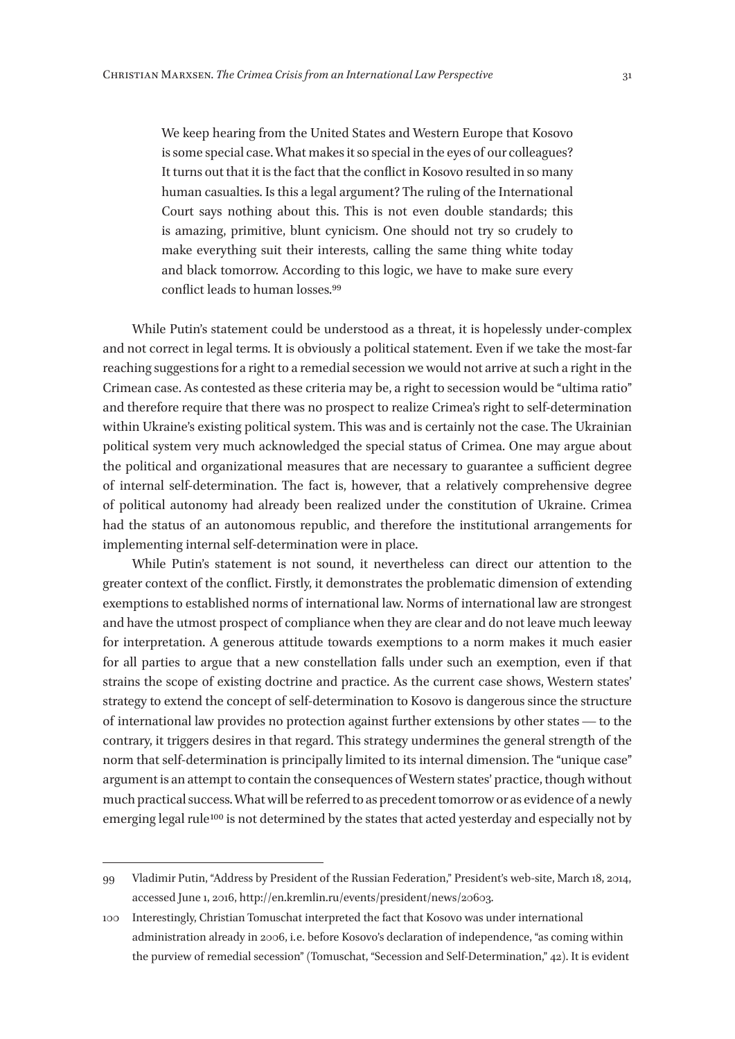> We keep hearing from the United States and Western Europe that Kosovo is some special case. What makes it so special in the eyes of our colleagues? It turns out that it is the fact that the conflict in Kosovo resulted in so many human casualties. Is this a legal argument? The ruling of the International Court says nothing about this. This is not even double standards; this is amazing, primitive, blunt cynicism. One should not try so crudely to make everything suit their interests, calling the same thing white today and black tomorrow. According to this logic, we have to make sure every conflict leads to human losses.[99]

While Putin's statement could be understood as a threat, it is hopelessly under-complex and not correct in legal terms. It is obviously a political statement. Even if we take the most-far reaching suggestions for a right to a remedial secession we would not arrive at such a right in the Crimean case. As contested as these criteria may be, a right to secession would be "ultima ratio" and therefore require that there was no prospect to realize Crimea's right to self-determination within Ukraine's existing political system. This was and is certainly not the case. The Ukrainian political system very much acknowledged the special status of Crimea. One may argue about the political and organizational measures that are necessary to guarantee a sufficient degree of internal self-determination. The fact is, however, that a relatively comprehensive degree of political autonomy had already been realized under the constitution of Ukraine. Crimea had the status of an autonomous republic, and therefore the institutional arrangements for implementing internal self-determination were in place.

While Putin's statement is not sound, it nevertheless can direct our attention to the greater context of the conflict. Firstly, it demonstrates the problematic dimension of extending exemptions to established norms of international law. Norms of international law are strongest and have the utmost prospect of compliance when they are clear and do not leave much leeway for interpretation. A generous attitude towards exemptions to a norm makes it much easier for all parties to argue that a new constellation falls under such an exemption, even if that strains the scope of existing doctrine and practice. As the current case shows, Western states' strategy to extend the concept of self-determination to Kosovo is dangerous since the structure of international law provides no protection against further extensions by other states — to the contrary, it triggers desires in that regard. This strategy undermines the general strength of the norm that self-determination is principally limited to its internal dimension. The "unique case" argument is an attempt to contain the consequences of Western states' practice, though without much practical success. What will be referred to as precedent tomorrow or as evidence of a newly emerging legal rule[100] is not determined by the states that acted yesterday and especially not by

---

99 Vladimir Putin, "Address by President of the Russian Federation," President's web-site, March 18, 2014, accessed June 1, 2016, http://en.kremlin.ru/events/president/news/20603.

100 Interestingly, Christian Tomuschat interpreted the fact that Kosovo was under international administration already in 2006, i.e. before Kosovo's declaration of independence, "as coming within the purview of remedial secession" (Tomuschat, "Secession and Self-Determination," 42). It is evident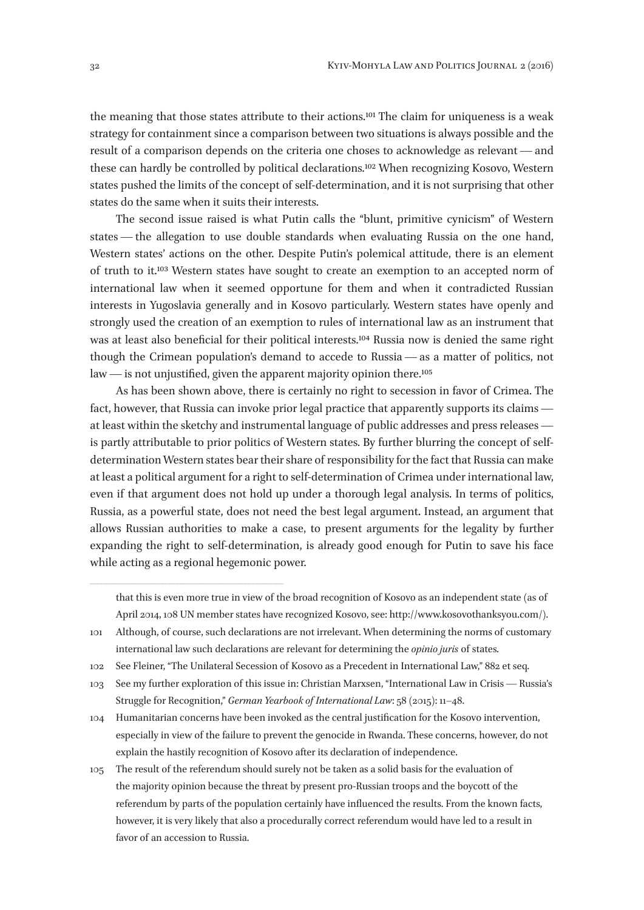the meaning that those states attribute to their actions.[101] The claim for uniqueness is a weak strategy for containment since a comparison between two situations is always possible and the result of a comparison depends on the criteria one choses to acknowledge as relevant — and these can hardly be controlled by political declarations.[102] When recognizing Kosovo, Western states pushed the limits of the concept of self-determination, and it is not surprising that other states do the same when it suits their interests.

The second issue raised is what Putin calls the "blunt, primitive cynicism" of Western states — the allegation to use double standards when evaluating Russia on the one hand, Western states' actions on the other. Despite Putin's polemical attitude, there is an element of truth to it.[103] Western states have sought to create an exemption to an accepted norm of international law when it seemed opportune for them and when it contradicted Russian interests in Yugoslavia generally and in Kosovo particularly. Western states have openly and strongly used the creation of an exemption to rules of international law as an instrument that was at least also beneficial for their political interests.[104] Russia now is denied the same right though the Crimean population's demand to accede to Russia — as a matter of politics, not law — is not unjustified, given the apparent majority opinion there.[105]

As has been shown above, there is certainly no right to secession in favor of Crimea. The fact, however, that Russia can invoke prior legal practice that apparently supports its claims — at least within the sketchy and instrumental language of public addresses and press releases — is partly attributable to prior politics of Western states. By further blurring the concept of self-determination Western states bear their share of responsibility for the fact that Russia can make at least a political argument for a right to self-determination of Crimea under international law, even if that argument does not hold up under a thorough legal analysis. In terms of politics, Russia, as a powerful state, does not need the best legal argument. Instead, an argument that allows Russian authorities to make a case, to present arguments for the legality by further expanding the right to self-determination, is already good enough for Putin to save his face while acting as a regional hegemonic power.

---

that this is even more true in view of the broad recognition of Kosovo as an independent state (as of April 2014, 108 UN member states have recognized Kosovo, see: http://www.kosovothanksyou.com/).

101 Although, of course, such declarations are not irrelevant. When determining the norms of customary international law such declarations are relevant for determining the *opinio juris* of states.

102 See Fleiner, "The Unilateral Secession of Kosovo as a Precedent in International Law," 882 et seq.

103 See my further exploration of this issue in: Christian Marxsen, "International Law in Crisis — Russia's Struggle for Recognition," *German Yearbook of International Law*: 58 (2015): 11–48.

104 Humanitarian concerns have been invoked as the central justification for the Kosovo intervention, especially in view of the failure to prevent the genocide in Rwanda. These concerns, however, do not explain the hastily recognition of Kosovo after its declaration of independence.

105 The result of the referendum should surely not be taken as a solid basis for the evaluation of the majority opinion because the threat by present pro-Russian troops and the boycott of the referendum by parts of the population certainly have influenced the results. From the known facts, however, it is very likely that also a procedurally correct referendum would have led to a result in favor of an accession to Russia.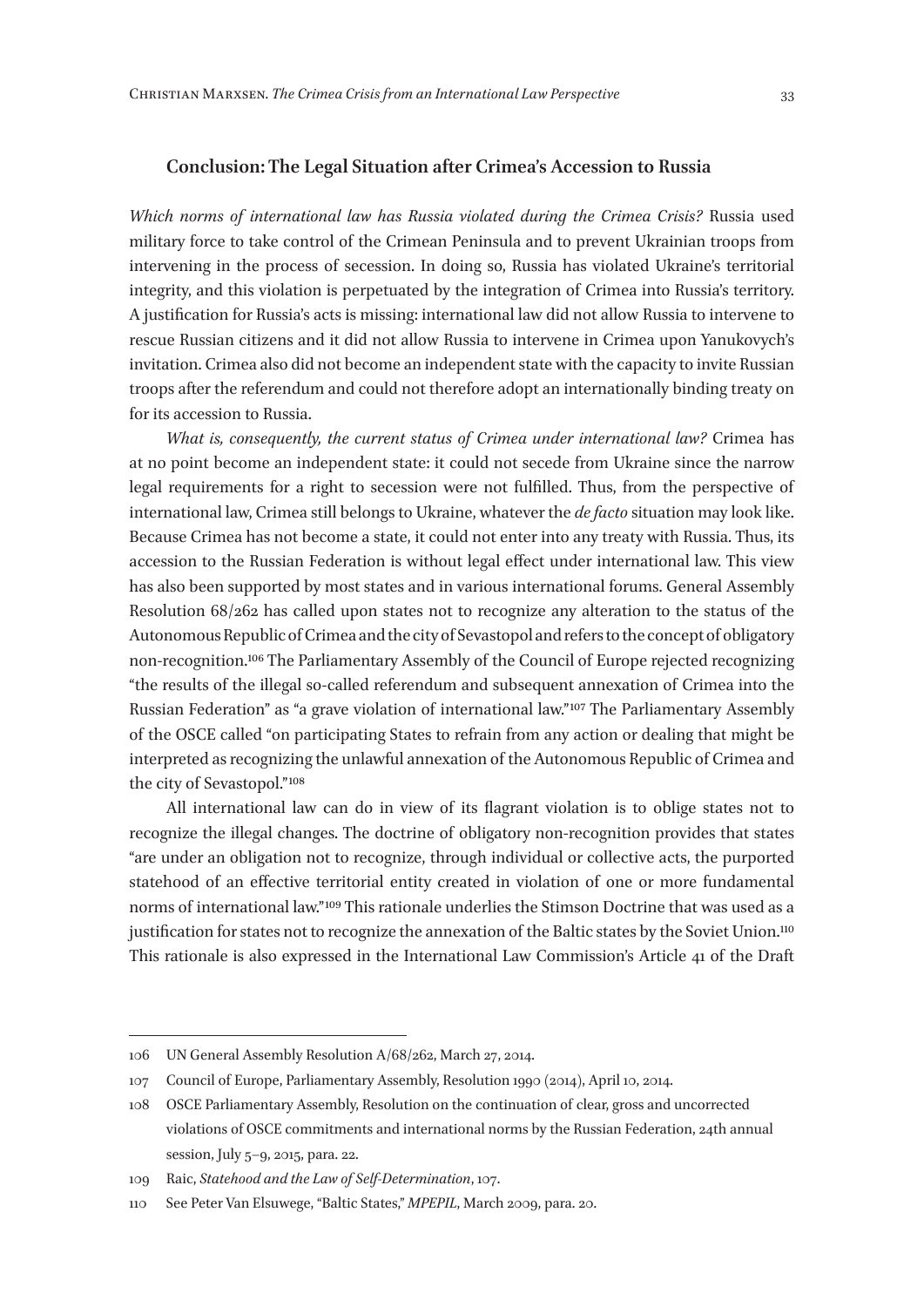## Conclusion: The Legal Situation after Crimea's Accession to Russia

*Which norms of international law has Russia violated during the Crimea Crisis?* Russia used military force to take control of the Crimean Peninsula and to prevent Ukrainian troops from intervening in the process of secession. In doing so, Russia has violated Ukraine's territorial integrity, and this violation is perpetuated by the integration of Crimea into Russia's territory. A justification for Russia's acts is missing: international law did not allow Russia to intervene to rescue Russian citizens and it did not allow Russia to intervene in Crimea upon Yanukovych's invitation. Crimea also did not become an independent state with the capacity to invite Russian troops after the referendum and could not therefore adopt an internationally binding treaty on for its accession to Russia.

*What is, consequently, the current status of Crimea under international law?* Crimea has at no point become an independent state: it could not secede from Ukraine since the narrow legal requirements for a right to secession were not fulfilled. Thus, from the perspective of international law, Crimea still belongs to Ukraine, whatever the *de facto* situation may look like. Because Crimea has not become a state, it could not enter into any treaty with Russia. Thus, its accession to the Russian Federation is without legal effect under international law. This view has also been supported by most states and in various international forums. General Assembly Resolution 68/262 has called upon states not to recognize any alteration to the status of the Autonomous Republic of Crimea and the city of Sevastopol and refers to the concept of obligatory non-recognition.[106] The Parliamentary Assembly of the Council of Europe rejected recognizing "the results of the illegal so-called referendum and subsequent annexation of Crimea into the Russian Federation" as "a grave violation of international law."[107] The Parliamentary Assembly of the OSCE called "on participating States to refrain from any action or dealing that might be interpreted as recognizing the unlawful annexation of the Autonomous Republic of Crimea and the city of Sevastopol."[108]

All international law can do in view of its flagrant violation is to oblige states not to recognize the illegal changes. The doctrine of obligatory non-recognition provides that states "are under an obligation not to recognize, through individual or collective acts, the purported statehood of an effective territorial entity created in violation of one or more fundamental norms of international law."[109] This rationale underlies the Stimson Doctrine that was used as a justification for states not to recognize the annexation of the Baltic states by the Soviet Union.[110] This rationale is also expressed in the International Law Commission's Article 41 of the Draft

---

106 UN General Assembly Resolution A/68/262, March 27, 2014.

107 Council of Europe, Parliamentary Assembly, Resolution 1990 (2014), April 10, 2014.

108 OSCE Parliamentary Assembly, Resolution on the continuation of clear, gross and uncorrected violations of OSCE commitments and international norms by the Russian Federation, 24th annual session, July 5–9, 2015, para. 22.

109 Raic, *Statehood and the Law of Self-Determination*, 107.

110 See Peter Van Elsuwege, "Baltic States," *MPEPIL*, March 2009, para. 20.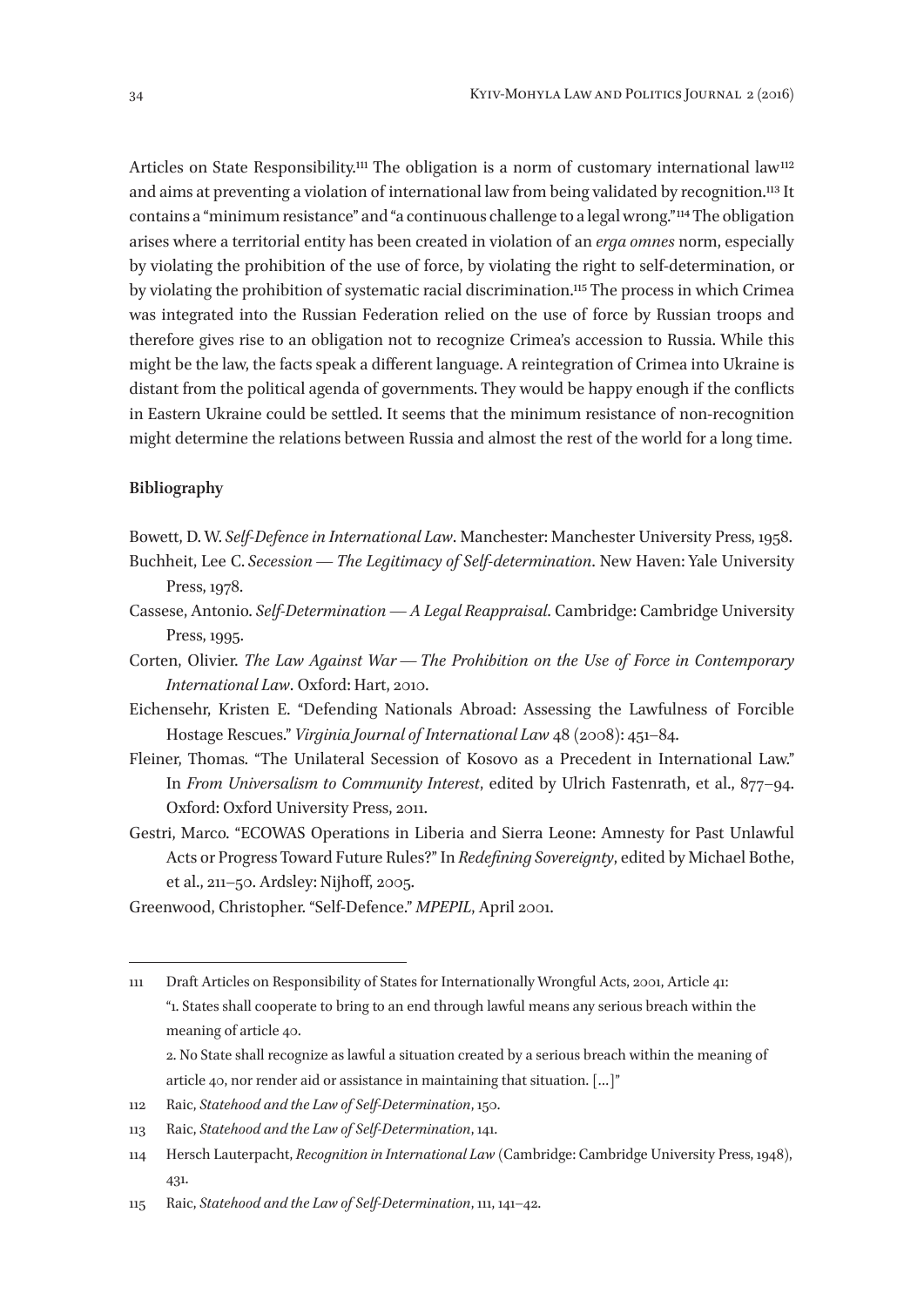Articles on State Responsibility.[111] The obligation is a norm of customary international law[112] and aims at preventing a violation of international law from being validated by recognition.[113] It contains a "minimum resistance" and "a continuous challenge to a legal wrong."[114] The obligation arises where a territorial entity has been created in violation of an *erga omnes* norm, especially by violating the prohibition of the use of force, by violating the right to self-determination, or by violating the prohibition of systematic racial discrimination.[115] The process in which Crimea was integrated into the Russian Federation relied on the use of force by Russian troops and therefore gives rise to an obligation not to recognize Crimea's accession to Russia. While this might be the law, the facts speak a different language. A reintegration of Crimea into Ukraine is distant from the political agenda of governments. They would be happy enough if the conflicts in Eastern Ukraine could be settled. It seems that the minimum resistance of non-recognition might determine the relations between Russia and almost the rest of the world for a long time.

**Bibliography**

Bowett, D. W. *Self-Defence in International Law*. Manchester: Manchester University Press, 1958.

Buchheit, Lee C. *Secession — The Legitimacy of Self-determination*. New Haven: Yale University Press, 1978.

Cassese, Antonio. *Self-Determination — A Legal Reappraisal*. Cambridge: Cambridge University Press, 1995.

Corten, Olivier. *The Law Against War — The Prohibition on the Use of Force in Contemporary International Law*. Oxford: Hart, 2010.

Eichensehr, Kristen E. "Defending Nationals Abroad: Assessing the Lawfulness of Forcible Hostage Rescues." *Virginia Journal of International Law* 48 (2008): 451–84.

Fleiner, Thomas. "The Unilateral Secession of Kosovo as a Precedent in International Law." In *From Universalism to Community Interest*, edited by Ulrich Fastenrath, et al., 877–94. Oxford: Oxford University Press, 2011.

Gestri, Marco. "ECOWAS Operations in Liberia and Sierra Leone: Amnesty for Past Unlawful Acts or Progress Toward Future Rules?" In *Redefining Sovereignty*, edited by Michael Bothe, et al., 211–50. Ardsley: Nijhoff, 2005.

Greenwood, Christopher. "Self-Defence." *MPEPIL*, April 2001.

---

111 Draft Articles on Responsibility of States for Internationally Wrongful Acts, 2001, Article 41: "1. States shall cooperate to bring to an end through lawful means any serious breach within the meaning of article 40.
2. No State shall recognize as lawful a situation created by a serious breach within the meaning of article 40, nor render aid or assistance in maintaining that situation. [...]"

112 Raic, *Statehood and the Law of Self-Determination*, 150.

113 Raic, *Statehood and the Law of Self-Determination*, 141.

114 Hersch Lauterpacht, *Recognition in International Law* (Cambridge: Cambridge University Press, 1948), 431.

115 Raic, *Statehood and the Law of Self-Determination*, 111, 141–42.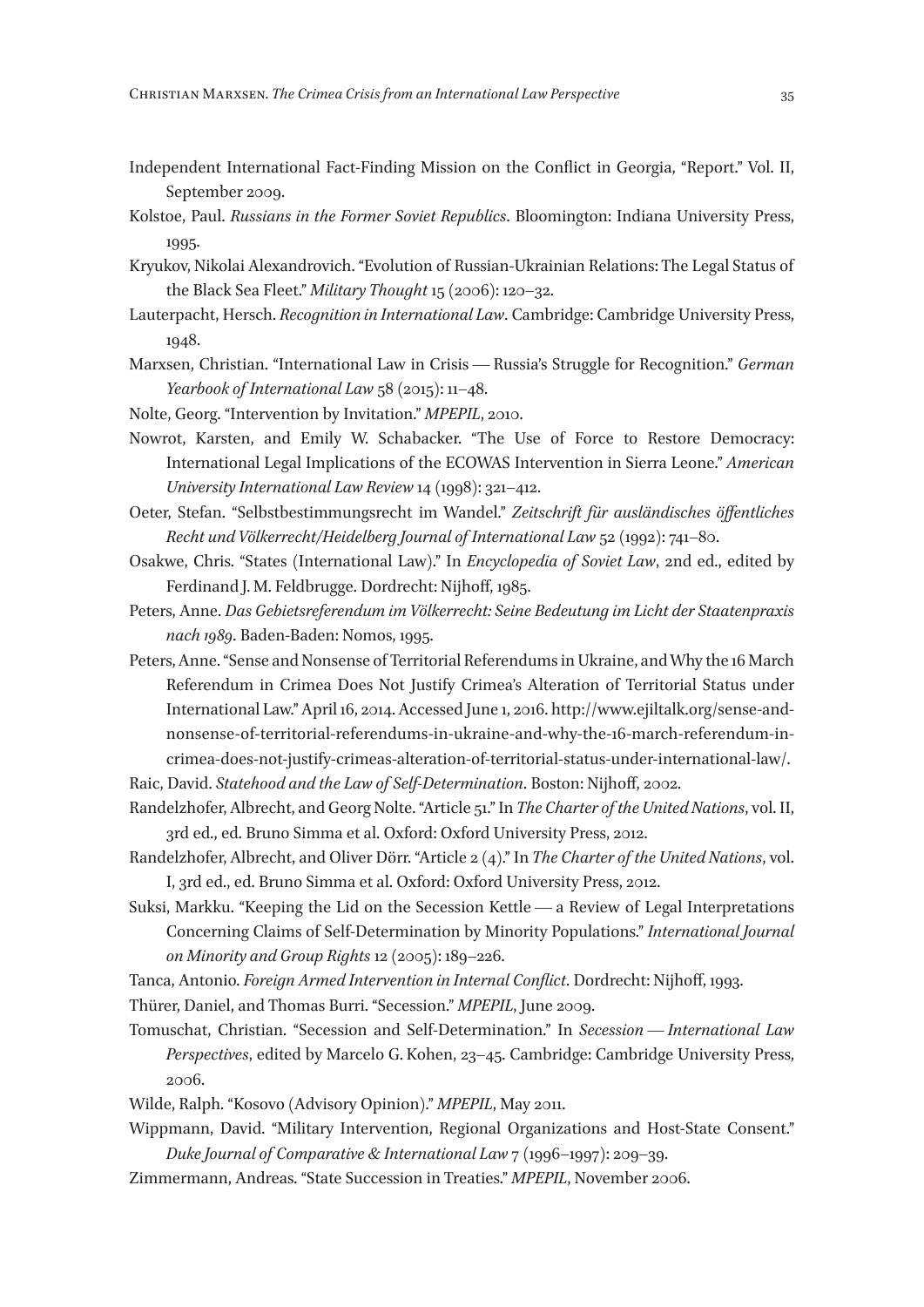Independent International Fact-Finding Mission on the Conflict in Georgia, "Report." Vol. II, September 2009.

Kolstoe, Paul. *Russians in the Former Soviet Republics*. Bloomington: Indiana University Press, 1995.

Kryukov, Nikolai Alexandrovich. "Evolution of Russian-Ukrainian Relations: The Legal Status of the Black Sea Fleet." *Military Thought* 15 (2006): 120–32.

Lauterpacht, Hersch. *Recognition in International Law*. Cambridge: Cambridge University Press, 1948.

Marxsen, Christian. "International Law in Crisis — Russia's Struggle for Recognition." *German Yearbook of International Law* 58 (2015): 11–48.

Nolte, Georg. "Intervention by Invitation." *MPEPIL*, 2010.

Nowrot, Karsten, and Emily W. Schabacker. "The Use of Force to Restore Democracy: International Legal Implications of the ECOWAS Intervention in Sierra Leone." *American University International Law Review* 14 (1998): 321–412.

Oeter, Stefan. "Selbstbestimmungsrecht im Wandel." *Zeitschrift für ausländisches öffentliches Recht und Völkerrecht/Heidelberg Journal of International Law* 52 (1992): 741–80.

Osakwe, Chris. "States (International Law)." In *Encyclopedia of Soviet Law*, 2nd ed., edited by Ferdinand J. M. Feldbrugge. Dordrecht: Nijhoff, 1985.

Peters, Anne. *Das Gebietsreferendum im Völkerrecht: Seine Bedeutung im Licht der Staatenpraxis nach 1989*. Baden-Baden: Nomos, 1995.

Peters, Anne. "Sense and Nonsense of Territorial Referendums in Ukraine, and Why the 16 March Referendum in Crimea Does Not Justify Crimea's Alteration of Territorial Status under International Law." April 16, 2014. Accessed June 1, 2016. http://www.ejiltalk.org/sense-and-nonsense-of-territorial-referendums-in-ukraine-and-why-the-16-march-referendum-in-crimea-does-not-justify-crimeas-alteration-of-territorial-status-under-international-law/.

Raic, David. *Statehood and the Law of Self-Determination*. Boston: Nijhoff, 2002.

Randelzhofer, Albrecht, and Georg Nolte. "Article 51." In *The Charter of the United Nations*, vol. II, 3rd ed., ed. Bruno Simma et al. Oxford: Oxford University Press, 2012.

Randelzhofer, Albrecht, and Oliver Dörr. "Article 2 (4)." In *The Charter of the United Nations*, vol. I, 3rd ed., ed. Bruno Simma et al. Oxford: Oxford University Press, 2012.

Suksi, Markku. "Keeping the Lid on the Secession Kettle — a Review of Legal Interpretations Concerning Claims of Self-Determination by Minority Populations." *International Journal on Minority and Group Rights* 12 (2005): 189–226.

Tanca, Antonio. *Foreign Armed Intervention in Internal Conflict*. Dordrecht: Nijhoff, 1993.

Thürer, Daniel, and Thomas Burri. "Secession." *MPEPIL*, June 2009.

Tomuschat, Christian. "Secession and Self-Determination." In *Secession — International Law Perspectives*, edited by Marcelo G. Kohen, 23–45. Cambridge: Cambridge University Press, 2006.

Wilde, Ralph. "Kosovo (Advisory Opinion)." *MPEPIL*, May 2011.

Wippmann, David. "Military Intervention, Regional Organizations and Host-State Consent." *Duke Journal of Comparative & International Law* 7 (1996–1997): 209–39.

Zimmermann, Andreas. "State Succession in Treaties." *MPEPIL*, November 2006.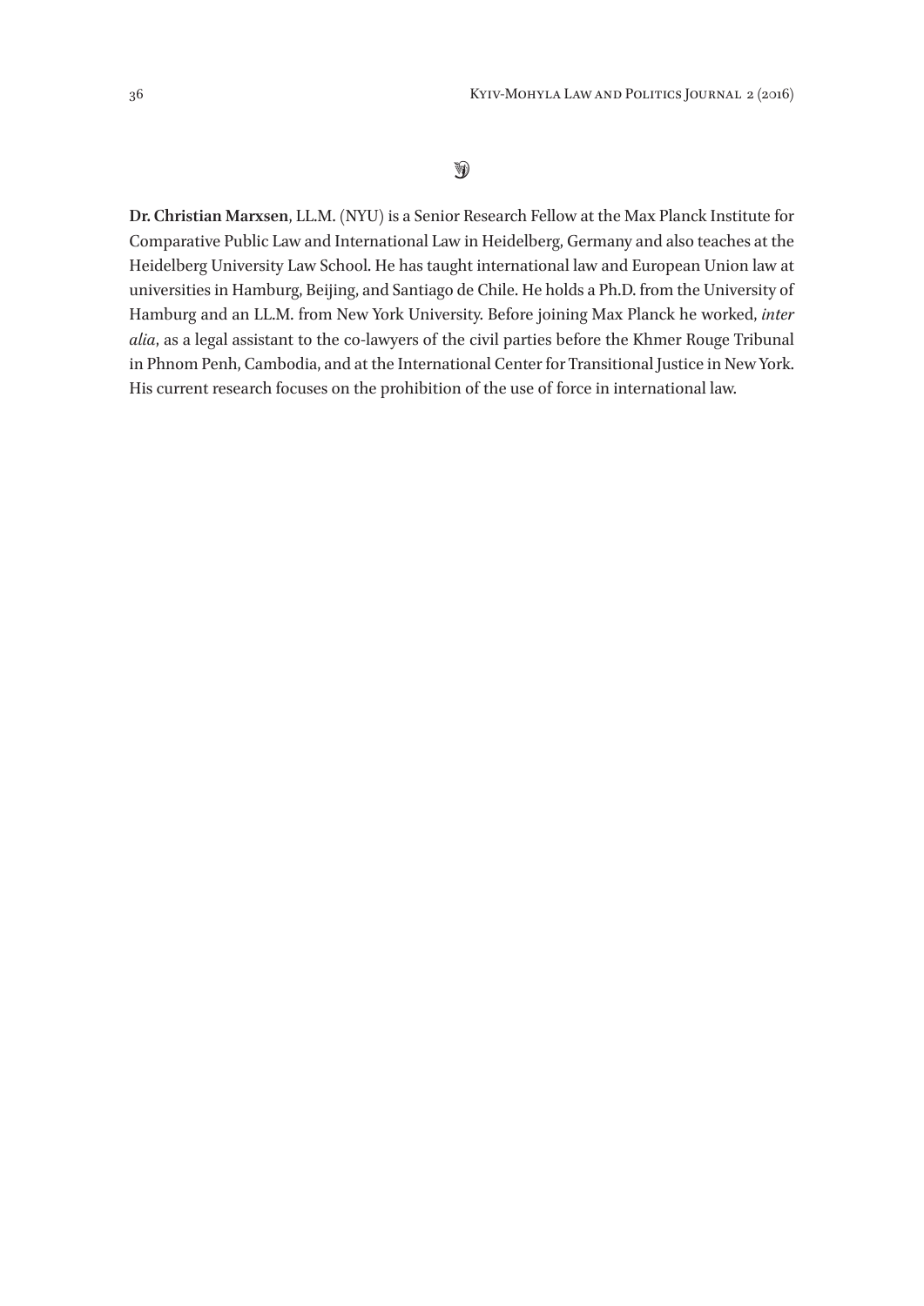**Dr. Christian Marxsen**, LL.M. (NYU) is a Senior Research Fellow at the Max Planck Institute for Comparative Public Law and International Law in Heidelberg, Germany and also teaches at the Heidelberg University Law School. He has taught international law and European Union law at universities in Hamburg, Beijing, and Santiago de Chile. He holds a Ph.D. from the University of Hamburg and an LL.M. from New York University. Before joining Max Planck he worked, *inter alia*, as a legal assistant to the co-lawyers of the civil parties before the Khmer Rouge Tribunal in Phnom Penh, Cambodia, and at the International Center for Transitional Justice in New York. His current research focuses on the prohibition of the use of force in international law.